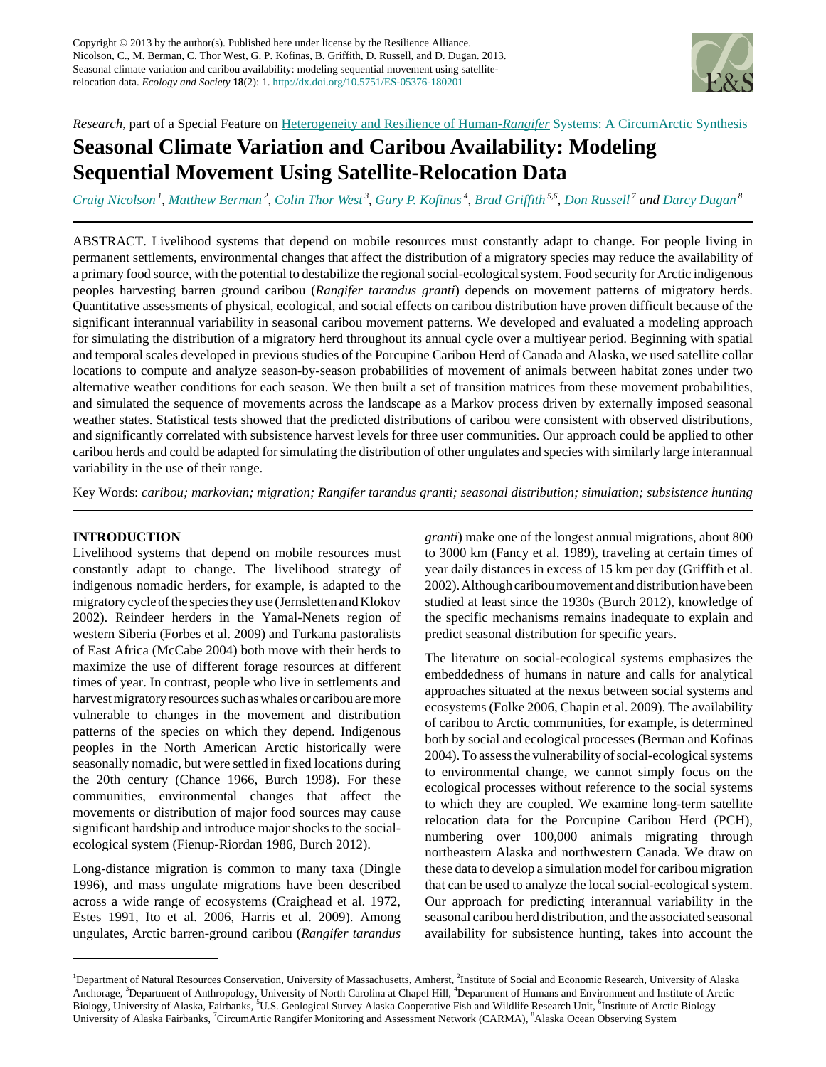Copyright © 2013 by the author(s). Published here under license by the Resilience Alliance.
Nicolson, C., M. Berman, C. Thor West, G. P. Kofinas, B. Griffith, D. Russell, and D. Dugan. 2013. Seasonal climate variation and caribou availability: modeling sequential movement using satellite-relocation data. *Ecology and Society* **18**(2): 1. http://dx.doi.org/10.5751/ES-05376-180201

*Research*, part of a Special Feature on Heterogeneity and Resilience of Human-*Rangifer* Systems: A CircumArctic Synthesis

# Seasonal Climate Variation and Caribou Availability: Modeling Sequential Movement Using Satellite-Relocation Data

Craig Nicolson [1], Matthew Berman [2], Colin Thor West [3], Gary P. Kofinas [4], Brad Griffith [5,6], Don Russell [7] and Darcy Dugan [8]

ABSTRACT. Livelihood systems that depend on mobile resources must constantly adapt to change. For people living in permanent settlements, environmental changes that affect the distribution of a migratory species may reduce the availability of a primary food source, with the potential to destabilize the regional social-ecological system. Food security for Arctic indigenous peoples harvesting barren ground caribou (*Rangifer tarandus granti*) depends on movement patterns of migratory herds. Quantitative assessments of physical, ecological, and social effects on caribou distribution have proven difficult because of the significant interannual variability in seasonal caribou movement patterns. We developed and evaluated a modeling approach for simulating the distribution of a migratory herd throughout its annual cycle over a multiyear period. Beginning with spatial and temporal scales developed in previous studies of the Porcupine Caribou Herd of Canada and Alaska, we used satellite collar locations to compute and analyze season-by-season probabilities of movement of animals between habitat zones under two alternative weather conditions for each season. We then built a set of transition matrices from these movement probabilities, and simulated the sequence of movements across the landscape as a Markov process driven by externally imposed seasonal weather states. Statistical tests showed that the predicted distributions of caribou were consistent with observed distributions, and significantly correlated with subsistence harvest levels for three user communities. Our approach could be applied to other caribou herds and could be adapted for simulating the distribution of other ungulates and species with similarly large interannual variability in the use of their range.

Key Words: *caribou; markovian; migration; Rangifer tarandus granti; seasonal distribution; simulation; subsistence hunting*

## INTRODUCTION

Livelihood systems that depend on mobile resources must constantly adapt to change. The livelihood strategy of indigenous nomadic herders, for example, is adapted to the migratory cycle of the species they use (Jernsletten and Klokov 2002). Reindeer herders in the Yamal-Nenets region of western Siberia (Forbes et al. 2009) and Turkana pastoralists of East Africa (McCabe 2004) both move with their herds to maximize the use of different forage resources at different times of year. In contrast, people who live in settlements and harvest migratory resources such as whales or caribou are more vulnerable to changes in the movement and distribution patterns of the species on which they depend. Indigenous peoples in the North American Arctic historically were seasonally nomadic, but were settled in fixed locations during the 20th century (Chance 1966, Burch 1998). For these communities, environmental changes that affect the movements or distribution of major food sources may cause significant hardship and introduce major shocks to the social-ecological system (Fienup-Riordan 1986, Burch 2012).

Long-distance migration is common to many taxa (Dingle 1996), and mass ungulate migrations have been described across a wide range of ecosystems (Craighead et al. 1972, Estes 1991, Ito et al. 2006, Harris et al. 2009). Among ungulates, Arctic barren-ground caribou (*Rangifer tarandus granti*) make one of the longest annual migrations, about 800 to 3000 km (Fancy et al. 1989), traveling at certain times of year daily distances in excess of 15 km per day (Griffith et al. 2002). Although caribou movement and distribution have been studied at least since the 1930s (Burch 2012), knowledge of the specific mechanisms remains inadequate to explain and predict seasonal distribution for specific years.

The literature on social-ecological systems emphasizes the embeddedness of humans in nature and calls for analytical approaches situated at the nexus between social systems and ecosystems (Folke 2006, Chapin et al. 2009). The availability of caribou to Arctic communities, for example, is determined both by social and ecological processes (Berman and Kofinas 2004). To assess the vulnerability of social-ecological systems to environmental change, we cannot simply focus on the ecological processes without reference to the social systems to which they are coupled. We examine long-term satellite relocation data for the Porcupine Caribou Herd (PCH), numbering over 100,000 animals migrating through northeastern Alaska and northwestern Canada. We draw on these data to develop a simulation model for caribou migration that can be used to analyze the local social-ecological system. Our approach for predicting interannual variability in the seasonal caribou herd distribution, and the associated seasonal availability for subsistence hunting, takes into account the

[1]Department of Natural Resources Conservation, University of Massachusetts, Amherst, [2]Institute of Social and Economic Research, University of Alaska Anchorage, [3]Department of Anthropology, University of North Carolina at Chapel Hill, [4]Department of Humans and Environment and Institute of Arctic Biology, University of Alaska, Fairbanks, [5]U.S. Geological Survey Alaska Cooperative Fish and Wildlife Research Unit, [6]Institute of Arctic Biology University of Alaska Fairbanks, [7]CircumArtic Rangifer Monitoring and Assessment Network (CARMA), [8]Alaska Ocean Observing System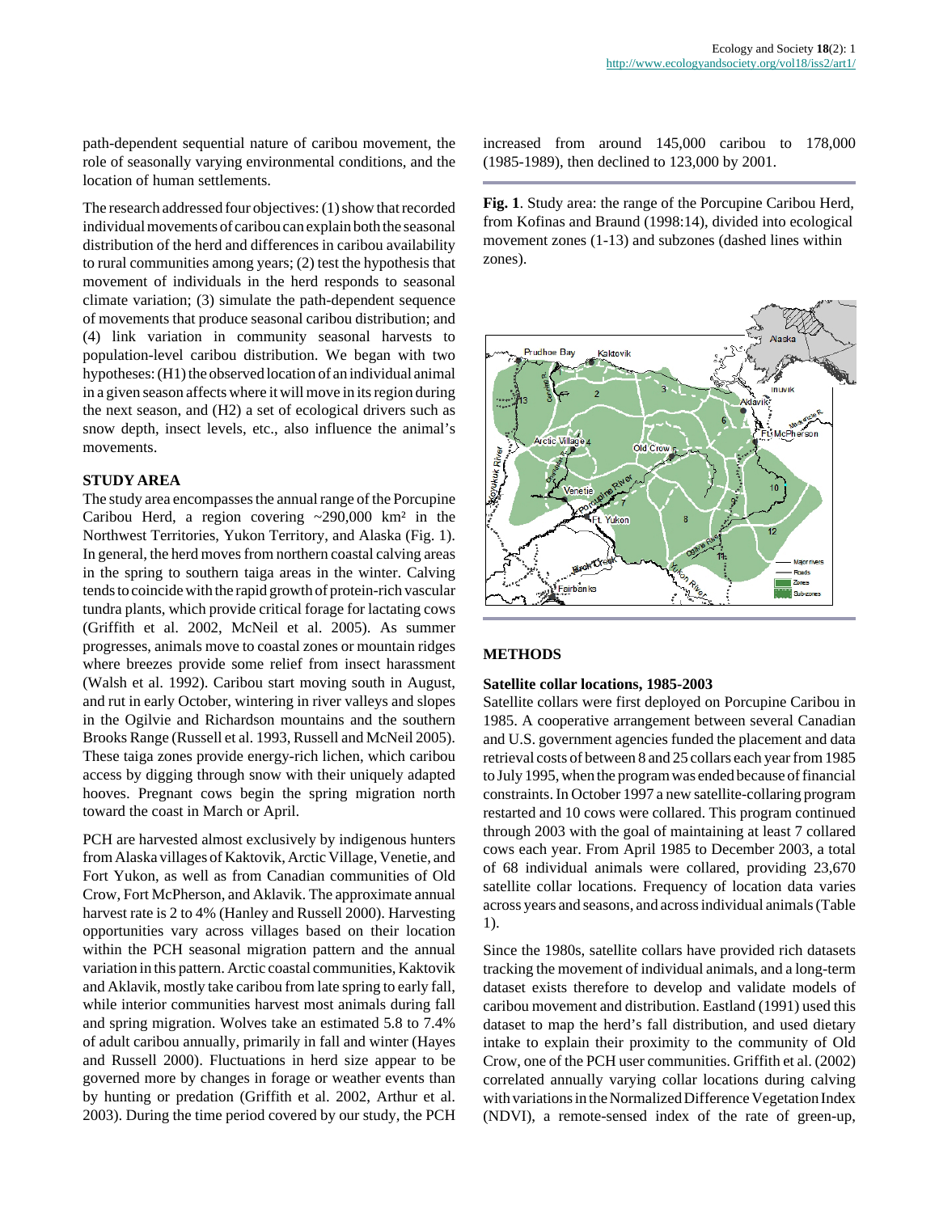path-dependent sequential nature of caribou movement, the role of seasonally varying environmental conditions, and the location of human settlements.

The research addressed four objectives: (1) show that recorded individual movements of caribou can explain both the seasonal distribution of the herd and differences in caribou availability to rural communities among years; (2) test the hypothesis that movement of individuals in the herd responds to seasonal climate variation; (3) simulate the path-dependent sequence of movements that produce seasonal caribou distribution; and (4) link variation in community seasonal harvests to population-level caribou distribution. We began with two hypotheses: (H1) the observed location of an individual animal in a given season affects where it will move in its region during the next season, and (H2) a set of ecological drivers such as snow depth, insect levels, etc., also influence the animal's movements.

## STUDY AREA

The study area encompasses the annual range of the Porcupine Caribou Herd, a region covering ~290,000 km² in the Northwest Territories, Yukon Territory, and Alaska (Fig. 1). In general, the herd moves from northern coastal calving areas in the spring to southern taiga areas in the winter. Calving tends to coincide with the rapid growth of protein-rich vascular tundra plants, which provide critical forage for lactating cows (Griffith et al. 2002, McNeil et al. 2005). As summer progresses, animals move to coastal zones or mountain ridges where breezes provide some relief from insect harassment (Walsh et al. 1992). Caribou start moving south in August, and rut in early October, wintering in river valleys and slopes in the Ogilvie and Richardson mountains and the southern Brooks Range (Russell et al. 1993, Russell and McNeil 2005). These taiga zones provide energy-rich lichen, which caribou access by digging through snow with their uniquely adapted hooves. Pregnant cows begin the spring migration north toward the coast in March or April.

PCH are harvested almost exclusively by indigenous hunters from Alaska villages of Kaktovik, Arctic Village, Venetie, and Fort Yukon, as well as from Canadian communities of Old Crow, Fort McPherson, and Aklavik. The approximate annual harvest rate is 2 to 4% (Hanley and Russell 2000). Harvesting opportunities vary across villages based on their location within the PCH seasonal migration pattern and the annual variation in this pattern. Arctic coastal communities, Kaktovik and Aklavik, mostly take caribou from late spring to early fall, while interior communities harvest most animals during fall and spring migration. Wolves take an estimated 5.8 to 7.4% of adult caribou annually, primarily in fall and winter (Hayes and Russell 2000). Fluctuations in herd size appear to be governed more by changes in forage or weather events than by hunting or predation (Griffith et al. 2002, Arthur et al. 2003). During the time period covered by our study, the PCH increased from around 145,000 caribou to 178,000 (1985-1989), then declined to 123,000 by 2001.

**Fig. 1**. Study area: the range of the Porcupine Caribou Herd, from Kofinas and Braund (1998:14), divided into ecological movement zones (1-13) and subzones (dashed lines within zones).

## METHODS

### Satellite collar locations, 1985-2003

Satellite collars were first deployed on Porcupine Caribou in 1985. A cooperative arrangement between several Canadian and U.S. government agencies funded the placement and data retrieval costs of between 8 and 25 collars each year from 1985 to July 1995, when the program was ended because of financial constraints. In October 1997 a new satellite-collaring program restarted and 10 cows were collared. This program continued through 2003 with the goal of maintaining at least 7 collared cows each year. From April 1985 to December 2003, a total of 68 individual animals were collared, providing 23,670 satellite collar locations. Frequency of location data varies across years and seasons, and across individual animals (Table 1).

Since the 1980s, satellite collars have provided rich datasets tracking the movement of individual animals, and a long-term dataset exists therefore to develop and validate models of caribou movement and distribution. Eastland (1991) used this dataset to map the herd's fall distribution, and used dietary intake to explain their proximity to the community of Old Crow, one of the PCH user communities. Griffith et al. (2002) correlated annually varying collar locations during calving with variations in the Normalized Difference Vegetation Index (NDVI), a remote-sensed index of the rate of green-up,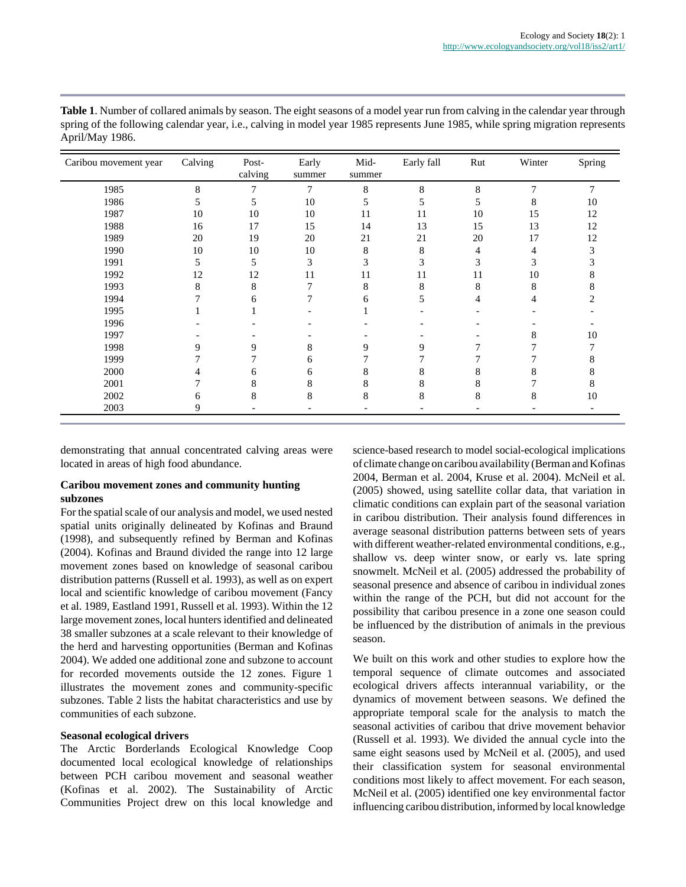**Table 1**. Number of collared animals by season. The eight seasons of a model year run from calving in the calendar year through spring of the following calendar year, i.e., calving in model year 1985 represents June 1985, while spring migration represents April/May 1986.

| Caribou movement year | Calving | Post-calving | Early summer | Mid-summer | Early fall | Rut | Winter | Spring |
|---|---|---|---|---|---|---|---|---|
| 1985 | 8 | 7 | 7 | 8 | 8 | 8 | 7 | 7 |
| 1986 | 5 | 5 | 10 | 5 | 5 | 5 | 8 | 10 |
| 1987 | 10 | 10 | 10 | 11 | 11 | 10 | 15 | 12 |
| 1988 | 16 | 17 | 15 | 14 | 13 | 15 | 13 | 12 |
| 1989 | 20 | 19 | 20 | 21 | 21 | 20 | 17 | 12 |
| 1990 | 10 | 10 | 10 | 8 | 8 | 4 | 4 | 3 |
| 1991 | 5 | 5 | 3 | 3 | 3 | 3 | 3 | 3 |
| 1992 | 12 | 12 | 11 | 11 | 11 | 11 | 10 | 8 |
| 1993 | 8 | 8 | 7 | 8 | 8 | 8 | 8 | 8 |
| 1994 | 7 | 6 | 7 | 6 | 5 | 4 | 4 | 2 |
| 1995 | 1 | 1 | - | 1 | - | - | - | - |
| 1996 | - | - | - | - | - | - | - | - |
| 1997 | - | - | - | - | - | - | 8 | 10 |
| 1998 | 9 | 9 | 8 | 9 | 9 | 7 | 7 | 7 |
| 1999 | 7 | 7 | 6 | 7 | 7 | 7 | 7 | 8 |
| 2000 | 4 | 6 | 6 | 8 | 8 | 8 | 8 | 8 |
| 2001 | 7 | 8 | 8 | 8 | 8 | 8 | 7 | 8 |
| 2002 | 6 | 8 | 8 | 8 | 8 | 8 | 8 | 10 |
| 2003 | 9 | - | - | - | - | - | - | - |

demonstrating that annual concentrated calving areas were located in areas of high food abundance.

### Caribou movement zones and community hunting subzones

For the spatial scale of our analysis and model, we used nested spatial units originally delineated by Kofinas and Braund (1998), and subsequently refined by Berman and Kofinas (2004). Kofinas and Braund divided the range into 12 large movement zones based on knowledge of seasonal caribou distribution patterns (Russell et al. 1993), as well as on expert local and scientific knowledge of caribou movement (Fancy et al. 1989, Eastland 1991, Russell et al. 1993). Within the 12 large movement zones, local hunters identified and delineated 38 smaller subzones at a scale relevant to their knowledge of the herd and harvesting opportunities (Berman and Kofinas 2004). We added one additional zone and subzone to account for recorded movements outside the 12 zones. Figure 1 illustrates the movement zones and community-specific subzones. Table 2 lists the habitat characteristics and use by communities of each subzone.

### Seasonal ecological drivers

The Arctic Borderlands Ecological Knowledge Coop documented local ecological knowledge of relationships between PCH caribou movement and seasonal weather (Kofinas et al. 2002). The Sustainability of Arctic Communities Project drew on this local knowledge and science-based research to model social-ecological implications of climate change on caribou availability (Berman and Kofinas 2004, Berman et al. 2004, Kruse et al. 2004). McNeil et al. (2005) showed, using satellite collar data, that variation in climatic conditions can explain part of the seasonal variation in caribou distribution. Their analysis found differences in average seasonal distribution patterns between sets of years with different weather-related environmental conditions, e.g., shallow vs. deep winter snow, or early vs. late spring snowmelt. McNeil et al. (2005) addressed the probability of seasonal presence and absence of caribou in individual zones within the range of the PCH, but did not account for the possibility that caribou presence in a zone one season could be influenced by the distribution of animals in the previous season.

We built on this work and other studies to explore how the temporal sequence of climate outcomes and associated ecological drivers affects interannual variability, or the dynamics of movement between seasons. We defined the appropriate temporal scale for the analysis to match the seasonal activities of caribou that drive movement behavior (Russell et al. 1993). We divided the annual cycle into the same eight seasons used by McNeil et al. (2005), and used their classification system for seasonal environmental conditions most likely to affect movement. For each season, McNeil et al. (2005) identified one key environmental factor influencing caribou distribution, informed by local knowledge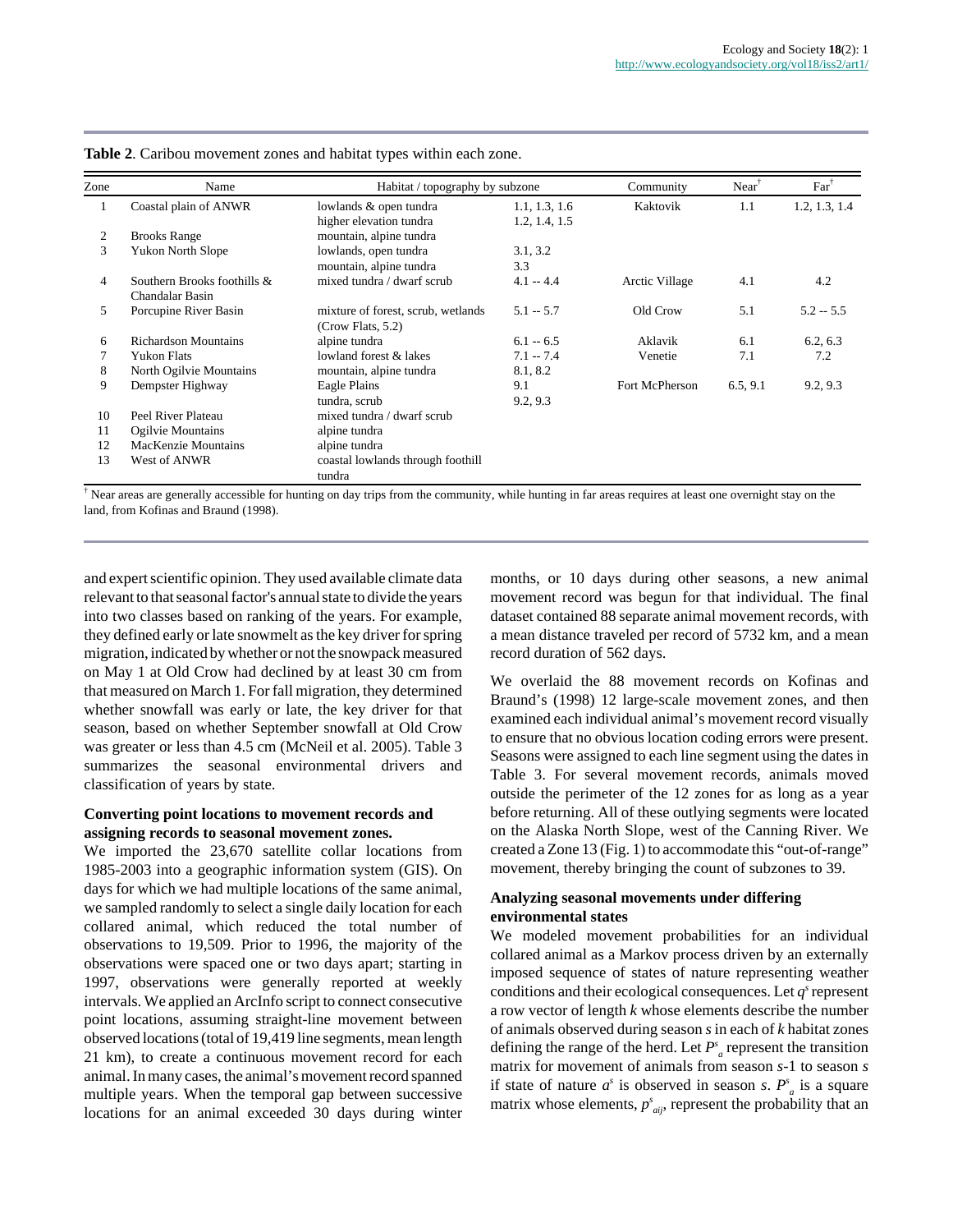**Table 2**. Caribou movement zones and habitat types within each zone.

| Zone | Name | Habitat / topography by subzone | | Community | Near[†] | Far[†] |
|---|---|---|---|---|---|---|
| 1 | Coastal plain of ANWR | lowlands & open tundra | 1.1, 1.3, 1.6 | Kaktovik | 1.1 | 1.2, 1.3, 1.4 |
| | | higher elevation tundra | 1.2, 1.4, 1.5 | | | |
| 2 | Brooks Range | mountain, alpine tundra | | | | |
| 3 | Yukon North Slope | lowlands, open tundra | 3.1, 3.2 | | | |
| | | mountain, alpine tundra | 3.3 | | | |
| 4 | Southern Brooks foothills & Chandalar Basin | mixed tundra / dwarf scrub | 4.1 -- 4.4 | Arctic Village | 4.1 | 4.2 |
| 5 | Porcupine River Basin | mixture of forest, scrub, wetlands (Crow Flats, 5.2) | 5.1 -- 5.7 | Old Crow | 5.1 | 5.2 -- 5.5 |
| 6 | Richardson Mountains | alpine tundra | 6.1 -- 6.5 | Aklavik | 6.1 | 6.2, 6.3 |
| 7 | Yukon Flats | lowland forest & lakes | 7.1 -- 7.4 | Venetie | 7.1 | 7.2 |
| 8 | North Ogilvie Mountains | mountain, alpine tundra | 8.1, 8.2 | | | |
| 9 | Dempster Highway | Eagle Plains | 9.1 | Fort McPherson | 6.5, 9.1 | 9.2, 9.3 |
| | | tundra, scrub | 9.2, 9.3 | | | |
| 10 | Peel River Plateau | mixed tundra / dwarf scrub | | | | |
| 11 | Ogilvie Mountains | alpine tundra | | | | |
| 12 | MacKenzie Mountains | alpine tundra | | | | |
| 13 | West of ANWR | coastal lowlands through foothill tundra | | | | |

[†] Near areas are generally accessible for hunting on day trips from the community, while hunting in far areas requires at least one overnight stay on the land, from Kofinas and Braund (1998).

and expert scientific opinion. They used available climate data relevant to that seasonal factor's annual state to divide the years into two classes based on ranking of the years. For example, they defined early or late snowmelt as the key driver for spring migration, indicated by whether or not the snowpack measured on May 1 at Old Crow had declined by at least 30 cm from that measured on March 1. For fall migration, they determined whether snowfall was early or late, the key driver for that season, based on whether September snowfall at Old Crow was greater or less than 4.5 cm (McNeil et al. 2005). Table 3 summarizes the seasonal environmental drivers and classification of years by state.

### Converting point locations to movement records and assigning records to seasonal movement zones.

We imported the 23,670 satellite collar locations from 1985-2003 into a geographic information system (GIS). On days for which we had multiple locations of the same animal, we sampled randomly to select a single daily location for each collared animal, which reduced the total number of observations to 19,509. Prior to 1996, the majority of the observations were spaced one or two days apart; starting in 1997, observations were generally reported at weekly intervals. We applied an ArcInfo script to connect consecutive point locations, assuming straight-line movement between observed locations (total of 19,419 line segments, mean length 21 km), to create a continuous movement record for each animal. In many cases, the animal's movement record spanned multiple years. When the temporal gap between successive locations for an animal exceeded 30 days during winter months, or 10 days during other seasons, a new animal movement record was begun for that individual. The final dataset contained 88 separate animal movement records, with a mean distance traveled per record of 5732 km, and a mean record duration of 562 days.

We overlaid the 88 movement records on Kofinas and Braund's (1998) 12 large-scale movement zones, and then examined each individual animal's movement record visually to ensure that no obvious location coding errors were present. Seasons were assigned to each line segment using the dates in Table 3. For several movement records, animals moved outside the perimeter of the 12 zones for as long as a year before returning. All of these outlying segments were located on the Alaska North Slope, west of the Canning River. We created a Zone 13 (Fig. 1) to accommodate this "out-of-range" movement, thereby bringing the count of subzones to 39.

### Analyzing seasonal movements under differing environmental states

We modeled movement probabilities for an individual collared animal as a Markov process driven by an externally imposed sequence of states of nature representing weather conditions and their ecological consequences. Let $q^s$ represent a row vector of length $k$ whose elements describe the number of animals observed during season $s$ in each of $k$ habitat zones defining the range of the herd. Let $P^s_a$ represent the transition matrix for movement of animals from season $s$-1 to season $s$ if state of nature $a^s$ is observed in season $s$. $P^s_a$ is a square matrix whose elements, $p^s_{aij}$, represent the probability that an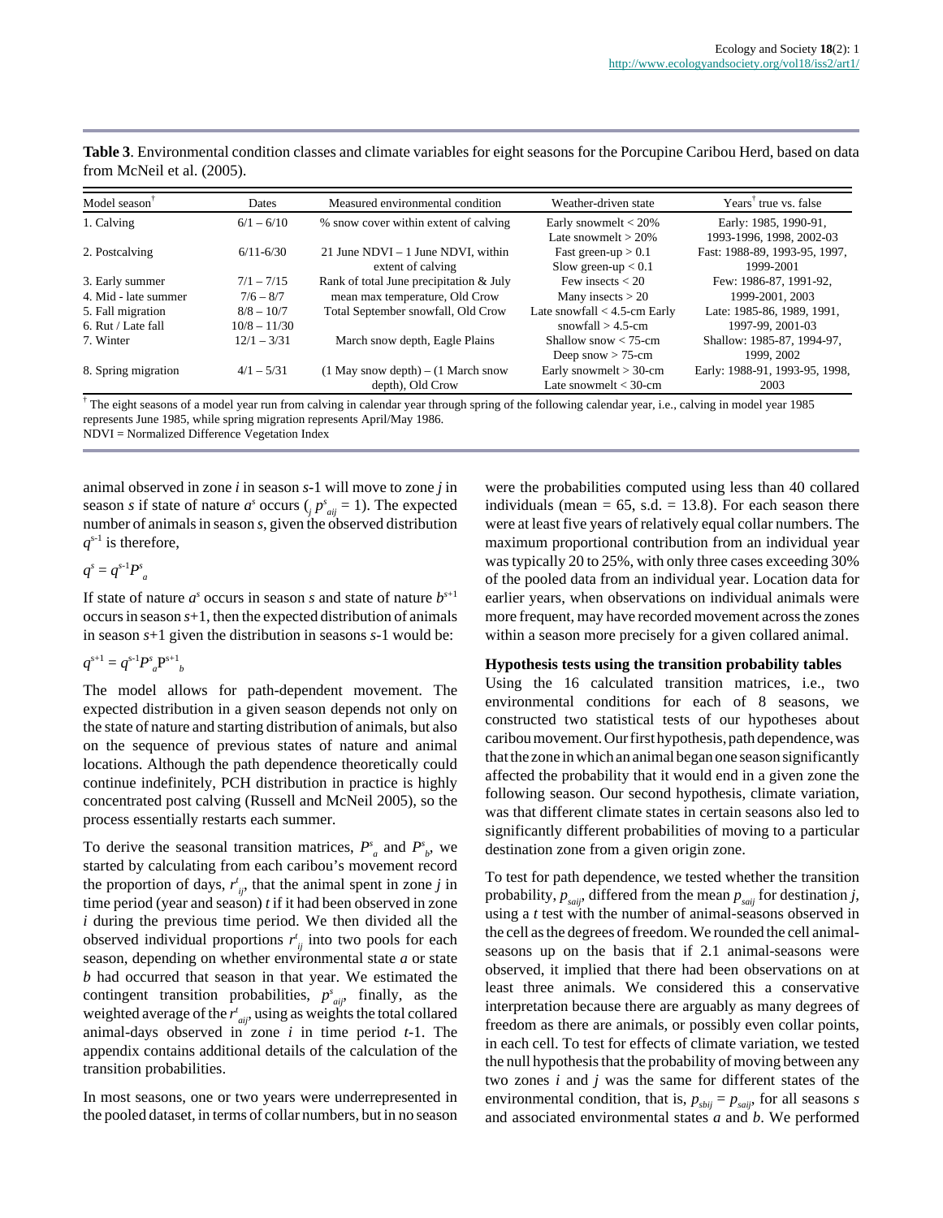**Table 3**. Environmental condition classes and climate variables for eight seasons for the Porcupine Caribou Herd, based on data from McNeil et al. (2005).

| Model season[†] | Dates | Measured environmental condition | Weather-driven state | Years[†] true vs. false |
|---|---|---|---|---|
| 1. Calving | 6/1 – 6/10 | % snow cover within extent of calving | Early snowmelt < 20%<br>Late snowmelt > 20% | Early: 1985, 1990-91, 1993-1996, 1998, 2002-03 |
| 2. Postcalving | 6/11-6/30 | 21 June NDVI – 1 June NDVI, within extent of calving | Fast green-up > 0.1<br>Slow green-up < 0.1 | Fast: 1988-89, 1993-95, 1997, 1999-2001 |
| 3. Early summer | 7/1 – 7/15 | Rank of total June precipitation & July | Few insects < 20 | Few: 1986-87, 1991-92, |
| 4. Mid - late summer | 7/6 – 8/7 | mean max temperature, Old Crow | Many insects > 20 | 1999-2001, 2003 |
| 5. Fall migration | 8/8 – 10/7 | Total September snowfall, Old Crow | Late snowfall < 4.5-cm Early | Late: 1985-86, 1989, 1991, |
| 6. Rut / Late fall | 10/8 – 11/30 | | snowfall > 4.5-cm | 1997-99, 2001-03 |
| 7. Winter | 12/1 – 3/31 | March snow depth, Eagle Plains | Shallow snow < 75-cm<br>Deep snow > 75-cm | Shallow: 1985-87, 1994-97, 1999, 2002 |
| 8. Spring migration | 4/1 – 5/31 | (1 May snow depth) – (1 March snow depth), Old Crow | Early snowmelt > 30-cm<br>Late snowmelt < 30-cm | Early: 1988-91, 1993-95, 1998, 2003 |

[†] The eight seasons of a model year run from calving in calendar year through spring of the following calendar year, i.e., calving in model year 1985 represents June 1985, while spring migration represents April/May 1986.
NDVI = Normalized Difference Vegetation Index

animal observed in zone $i$ in season $s$-1 will move to zone $j$ in season $s$ if state of nature $a^s$ occurs ($\sum_j p^s_{aij} = 1$). The expected number of animals in season $s$, given the observed distribution $q^{s-1}$ is therefore,

$$q^s = q^{s-1}P^s_a$$

If state of nature $a^s$ occurs in season $s$ and state of nature $b^{s+1}$ occurs in season $s$+1, then the expected distribution of animals in season $s$+1 given the distribution in seasons $s$-1 would be:

$$q^{s+1} = q^{s-1}P^s_a \mathrm{P}^{s+1}_b$$

The model allows for path-dependent movement. The expected distribution in a given season depends not only on the state of nature and starting distribution of animals, but also on the sequence of previous states of nature and animal locations. Although the path dependence theoretically could continue indefinitely, PCH distribution in practice is highly concentrated post calving (Russell and McNeil 2005), so the process essentially restarts each summer.

To derive the seasonal transition matrices, $P^s_a$ and $P^s_b$, we started by calculating from each caribou's movement record the proportion of days, $r^t_{ij}$, that the animal spent in zone $j$ in time period (year and season) $t$ if it had been observed in zone $i$ during the previous time period. We then divided all the observed individual proportions $r^t_{ij}$ into two pools for each season, depending on whether environmental state $a$ or state $b$ had occurred that season in that year. We estimated the contingent transition probabilities, $p^s_{aij}$, finally, as the weighted average of the $r^t_{aij}$, using as weights the total collared animal-days observed in zone $i$ in time period $t$-1. The appendix contains additional details of the calculation of the transition probabilities.

In most seasons, one or two years were underrepresented in the pooled dataset, in terms of collar numbers, but in no season were the probabilities computed using less than 40 collared individuals (mean = 65, s.d. = 13.8). For each season there were at least five years of relatively equal collar numbers. The maximum proportional contribution from an individual year was typically 20 to 25%, with only three cases exceeding 30% of the pooled data from an individual year. Location data for earlier years, when observations on individual animals were more frequent, may have recorded movement across the zones within a season more precisely for a given collared animal.

### Hypothesis tests using the transition probability tables

Using the 16 calculated transition matrices, i.e., two environmental conditions for each of 8 seasons, we constructed two statistical tests of our hypotheses about caribou movement. Our first hypothesis, path dependence, was that the zone in which an animal began one season significantly affected the probability that it would end in a given zone the following season. Our second hypothesis, climate variation, was that different climate states in certain seasons also led to significantly different probabilities of moving to a particular destination zone from a given origin zone.

To test for path dependence, we tested whether the transition probability, $p_{saij}$, differed from the mean $p_{saij}$ for destination $j$, using a $t$ test with the number of animal-seasons observed in the cell as the degrees of freedom. We rounded the cell animal-seasons up on the basis that if 2.1 animal-seasons were observed, it implied that there had been observations on at least three animals. We considered this a conservative interpretation because there are arguably as many degrees of freedom as there are animals, or possibly even collar points, in each cell. To test for effects of climate variation, we tested the null hypothesis that the probability of moving between any two zones $i$ and $j$ was the same for different states of the environmental condition, that is, $p_{sbij} = p_{saij}$, for all seasons $s$ and associated environmental states $a$ and $b$. We performed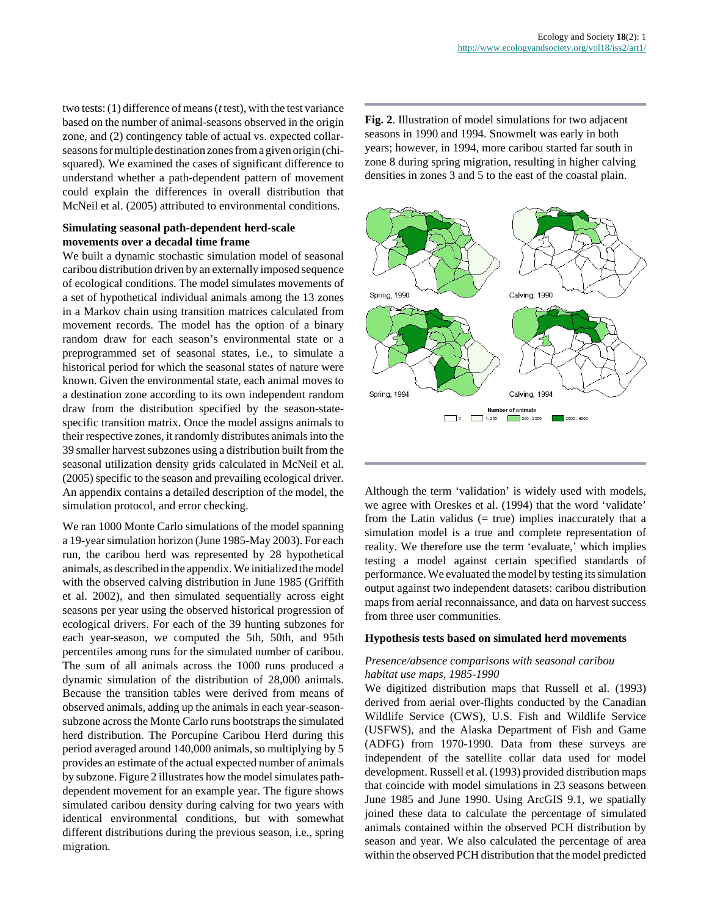two tests: (1) difference of means (*t* test), with the test variance based on the number of animal-seasons observed in the origin zone, and (2) contingency table of actual vs. expected collar-seasons for multiple destination zones from a given origin (chi-squared). We examined the cases of significant difference to understand whether a path-dependent pattern of movement could explain the differences in overall distribution that McNeil et al. (2005) attributed to environmental conditions.

### Simulating seasonal path-dependent herd-scale movements over a decadal time frame

We built a dynamic stochastic simulation model of seasonal caribou distribution driven by an externally imposed sequence of ecological conditions. The model simulates movements of a set of hypothetical individual animals among the 13 zones in a Markov chain using transition matrices calculated from movement records. The model has the option of a binary random draw for each season's environmental state or a preprogrammed set of seasonal states, i.e., to simulate a historical period for which the seasonal states of nature were known. Given the environmental state, each animal moves to a destination zone according to its own independent random draw from the distribution specified by the season-state-specific transition matrix. Once the model assigns animals to their respective zones, it randomly distributes animals into the 39 smaller harvest subzones using a distribution built from the seasonal utilization density grids calculated in McNeil et al. (2005) specific to the season and prevailing ecological driver. An appendix contains a detailed description of the model, the simulation protocol, and error checking.

We ran 1000 Monte Carlo simulations of the model spanning a 19-year simulation horizon (June 1985-May 2003). For each run, the caribou herd was represented by 28 hypothetical animals, as described in the appendix. We initialized the model with the observed calving distribution in June 1985 (Griffith et al. 2002), and then simulated sequentially across eight seasons per year using the observed historical progression of ecological drivers. For each of the 39 hunting subzones for each year-season, we computed the 5th, 50th, and 95th percentiles among runs for the simulated number of caribou. The sum of all animals across the 1000 runs produced a dynamic simulation of the distribution of 28,000 animals. Because the transition tables were derived from means of observed animals, adding up the animals in each year-season-subzone across the Monte Carlo runs bootstraps the simulated herd distribution. The Porcupine Caribou Herd during this period averaged around 140,000 animals, so multiplying by 5 provides an estimate of the actual expected number of animals by subzone. Figure 2 illustrates how the model simulates path-dependent movement for an example year. The figure shows simulated caribou density during calving for two years with identical environmental conditions, but with somewhat different distributions during the previous season, i.e., spring migration.

**Fig. 2**. Illustration of model simulations for two adjacent seasons in 1990 and 1994. Snowmelt was early in both years; however, in 1994, more caribou started far south in zone 8 during spring migration, resulting in higher calving densities in zones 3 and 5 to the east of the coastal plain.

Although the term 'validation' is widely used with models, we agree with Oreskes et al. (1994) that the word 'validate' from the Latin validus (= true) implies inaccurately that a simulation model is a true and complete representation of reality. We therefore use the term 'evaluate,' which implies testing a model against certain specified standards of performance. We evaluated the model by testing its simulation output against two independent datasets: caribou distribution maps from aerial reconnaissance, and data on harvest success from three user communities.

### Hypothesis tests based on simulated herd movements

#### *Presence/absence comparisons with seasonal caribou habitat use maps, 1985-1990*

We digitized distribution maps that Russell et al. (1993) derived from aerial over-flights conducted by the Canadian Wildlife Service (CWS), U.S. Fish and Wildlife Service (USFWS), and the Alaska Department of Fish and Game (ADFG) from 1970-1990. Data from these surveys are independent of the satellite collar data used for model development. Russell et al. (1993) provided distribution maps that coincide with model simulations in 23 seasons between June 1985 and June 1990. Using ArcGIS 9.1, we spatially joined these data to calculate the percentage of simulated animals contained within the observed PCH distribution by season and year. We also calculated the percentage of area within the observed PCH distribution that the model predicted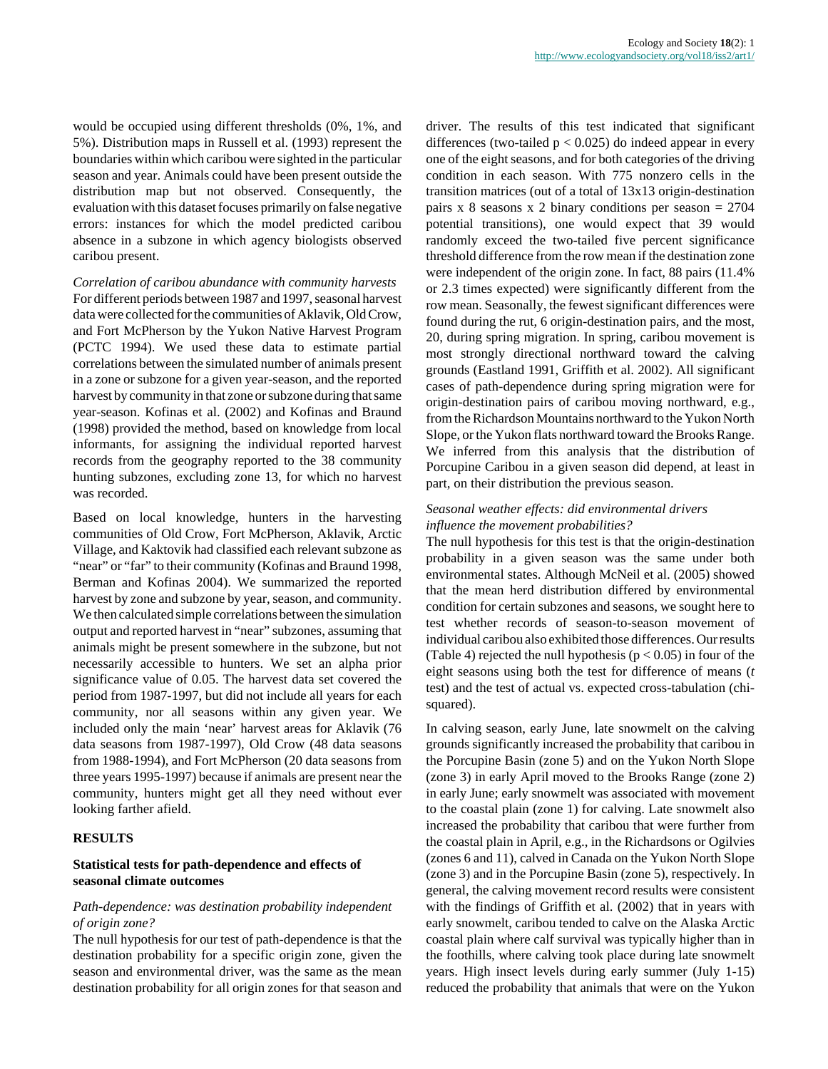would be occupied using different thresholds (0%, 1%, and 5%). Distribution maps in Russell et al. (1993) represent the boundaries within which caribou were sighted in the particular season and year. Animals could have been present outside the distribution map but not observed. Consequently, the evaluation with this dataset focuses primarily on false negative errors: instances for which the model predicted caribou absence in a subzone in which agency biologists observed caribou present.

*Correlation of caribou abundance with community harvests*
For different periods between 1987 and 1997, seasonal harvest data were collected for the communities of Aklavik, Old Crow, and Fort McPherson by the Yukon Native Harvest Program (PCTC 1994). We used these data to estimate partial correlations between the simulated number of animals present in a zone or subzone for a given year-season, and the reported harvest by community in that zone or subzone during that same year-season. Kofinas et al. (2002) and Kofinas and Braund (1998) provided the method, based on knowledge from local informants, for assigning the individual reported harvest records from the geography reported to the 38 community hunting subzones, excluding zone 13, for which no harvest was recorded.

Based on local knowledge, hunters in the harvesting communities of Old Crow, Fort McPherson, Aklavik, Arctic Village, and Kaktovik had classified each relevant subzone as "near" or "far" to their community (Kofinas and Braund 1998, Berman and Kofinas 2004). We summarized the reported harvest by zone and subzone by year, season, and community. We then calculated simple correlations between the simulation output and reported harvest in "near" subzones, assuming that animals might be present somewhere in the subzone, but not necessarily accessible to hunters. We set an alpha prior significance value of 0.05. The harvest data set covered the period from 1987-1997, but did not include all years for each community, nor all seasons within any given year. We included only the main 'near' harvest areas for Aklavik (76 data seasons from 1987-1997), Old Crow (48 data seasons from 1988-1994), and Fort McPherson (20 data seasons from three years 1995-1997) because if animals are present near the community, hunters might get all they need without ever looking farther afield.

## RESULTS

### Statistical tests for path-dependence and effects of seasonal climate outcomes

*Path-dependence: was destination probability independent of origin zone?*
The null hypothesis for our test of path-dependence is that the destination probability for a specific origin zone, given the season and environmental driver, was the same as the mean destination probability for all origin zones for that season and driver. The results of this test indicated that significant differences (two-tailed $p < 0.025$) do indeed appear in every one of the eight seasons, and for both categories of the driving condition in each season. With 775 nonzero cells in the transition matrices (out of a total of 13x13 origin-destination pairs x 8 seasons x 2 binary conditions per season = 2704 potential transitions), one would expect that 39 would randomly exceed the two-tailed five percent significance threshold difference from the row mean if the destination zone were independent of the origin zone. In fact, 88 pairs (11.4% or 2.3 times expected) were significantly different from the row mean. Seasonally, the fewest significant differences were found during the rut, 6 origin-destination pairs, and the most, 20, during spring migration. In spring, caribou movement is most strongly directional northward toward the calving grounds (Eastland 1991, Griffith et al. 2002). All significant cases of path-dependence during spring migration were for origin-destination pairs of caribou moving northward, e.g., from the Richardson Mountains northward to the Yukon North Slope, or the Yukon flats northward toward the Brooks Range. We inferred from this analysis that the distribution of Porcupine Caribou in a given season did depend, at least in part, on their distribution the previous season.

*Seasonal weather effects: did environmental drivers influence the movement probabilities?*
The null hypothesis for this test is that the origin-destination probability in a given season was the same under both environmental states. Although McNeil et al. (2005) showed that the mean herd distribution differed by environmental condition for certain subzones and seasons, we sought here to test whether records of season-to-season movement of individual caribou also exhibited those differences. Our results (Table 4) rejected the null hypothesis ($p < 0.05$) in four of the eight seasons using both the test for difference of means (*t* test) and the test of actual vs. expected cross-tabulation (chi-squared).

In calving season, early June, late snowmelt on the calving grounds significantly increased the probability that caribou in the Porcupine Basin (zone 5) and on the Yukon North Slope (zone 3) in early April moved to the Brooks Range (zone 2) in early June; early snowmelt was associated with movement to the coastal plain (zone 1) for calving. Late snowmelt also increased the probability that caribou that were further from the coastal plain in April, e.g., in the Richardsons or Ogilvies (zones 6 and 11), calved in Canada on the Yukon North Slope (zone 3) and in the Porcupine Basin (zone 5), respectively. In general, the calving movement record results were consistent with the findings of Griffith et al. (2002) that in years with early snowmelt, caribou tended to calve on the Alaska Arctic coastal plain where calf survival was typically higher than in the foothills, where calving took place during late snowmelt years. High insect levels during early summer (July 1-15) reduced the probability that animals that were on the Yukon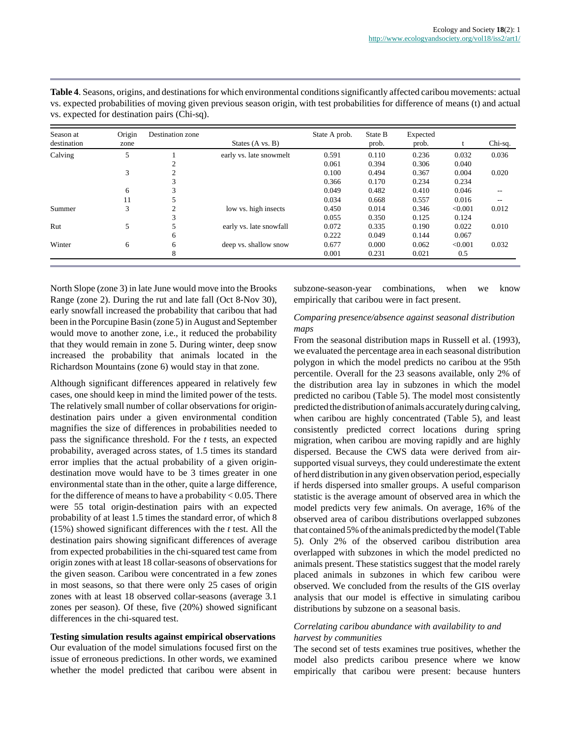**Table 4**. Seasons, origins, and destinations for which environmental conditions significantly affected caribou movements: actual vs. expected probabilities of moving given previous season origin, with test probabilities for difference of means (t) and actual vs. expected for destination pairs (Chi-sq).

| Season at destination | Origin zone | Destination zone | States (A vs. B) | State A prob. | State B prob. | Expected prob. | t | Chi-sq. |
|---|---|---|---|---|---|---|---|---|
| Calving | 5 | 1 | early vs. late snowmelt | 0.591 | 0.110 | 0.236 | 0.032 | 0.036 |
| | | 2 | | 0.061 | 0.394 | 0.306 | 0.040 | |
| | 3 | 2 | | 0.100 | 0.494 | 0.367 | 0.004 | 0.020 |
| | | 3 | | 0.366 | 0.170 | 0.234 | 0.234 | |
| | 6 | 3 | | 0.049 | 0.482 | 0.410 | 0.046 | -- |
| | 11 | 5 | | 0.034 | 0.668 | 0.557 | 0.016 | -- |
| Summer | 3 | 2 | low vs. high insects | 0.450 | 0.014 | 0.346 | <0.001 | 0.012 |
| | | 3 | | 0.055 | 0.350 | 0.125 | 0.124 | |
| Rut | 5 | 5 | early vs. late snowfall | 0.072 | 0.335 | 0.190 | 0.022 | 0.010 |
| | | 6 | | 0.222 | 0.049 | 0.144 | 0.067 | |
| Winter | 6 | 6 | deep vs. shallow snow | 0.677 | 0.000 | 0.062 | <0.001 | 0.032 |
| | | 8 | | 0.001 | 0.231 | 0.021 | 0.5 | |

North Slope (zone 3) in late June would move into the Brooks Range (zone 2). During the rut and late fall (Oct 8-Nov 30), early snowfall increased the probability that caribou that had been in the Porcupine Basin (zone 5) in August and September would move to another zone, i.e., it reduced the probability that they would remain in zone 5. During winter, deep snow increased the probability that animals located in the Richardson Mountains (zone 6) would stay in that zone.

Although significant differences appeared in relatively few cases, one should keep in mind the limited power of the tests. The relatively small number of collar observations for origin-destination pairs under a given environmental condition magnifies the size of differences in probabilities needed to pass the significance threshold. For the *t* tests, an expected probability, averaged across states, of 1.5 times its standard error implies that the actual probability of a given origin-destination move would have to be 3 times greater in one environmental state than in the other, quite a large difference, for the difference of means to have a probability $< 0.05$. There were 55 total origin-destination pairs with an expected probability of at least 1.5 times the standard error, of which 8 (15%) showed significant differences with the *t* test. All the destination pairs showing significant differences of average from expected probabilities in the chi-squared test came from origin zones with at least 18 collar-seasons of observations for the given season. Caribou were concentrated in a few zones in most seasons, so that there were only 25 cases of origin zones with at least 18 observed collar-seasons (average 3.1 zones per season). Of these, five (20%) showed significant differences in the chi-squared test.

**Testing simulation results against empirical observations**

Our evaluation of the model simulations focused first on the issue of erroneous predictions. In other words, we examined whether the model predicted that caribou were absent in subzone-season-year combinations, when we know empirically that caribou were in fact present.

*Comparing presence/absence against seasonal distribution maps*

From the seasonal distribution maps in Russell et al. (1993), we evaluated the percentage area in each seasonal distribution polygon in which the model predicts no caribou at the 95th percentile. Overall for the 23 seasons available, only 2% of the distribution area lay in subzones in which the model predicted no caribou (Table 5). The model most consistently predicted the distribution of animals accurately during calving, when caribou are highly concentrated (Table 5), and least consistently predicted correct locations during spring migration, when caribou are moving rapidly and are highly dispersed. Because the CWS data were derived from air-supported visual surveys, they could underestimate the extent of herd distribution in any given observation period, especially if herds dispersed into smaller groups. A useful comparison statistic is the average amount of observed area in which the model predicts very few animals. On average, 16% of the observed area of caribou distributions overlapped subzones that contained 5% of the animals predicted by the model (Table 5). Only 2% of the observed caribou distribution area overlapped with subzones in which the model predicted no animals present. These statistics suggest that the model rarely placed animals in subzones in which few caribou were observed. We concluded from the results of the GIS overlay analysis that our model is effective in simulating caribou distributions by subzone on a seasonal basis.

*Correlating caribou abundance with availability to and harvest by communities*

The second set of tests examines true positives, whether the model also predicts caribou presence where we know empirically that caribou were present: because hunters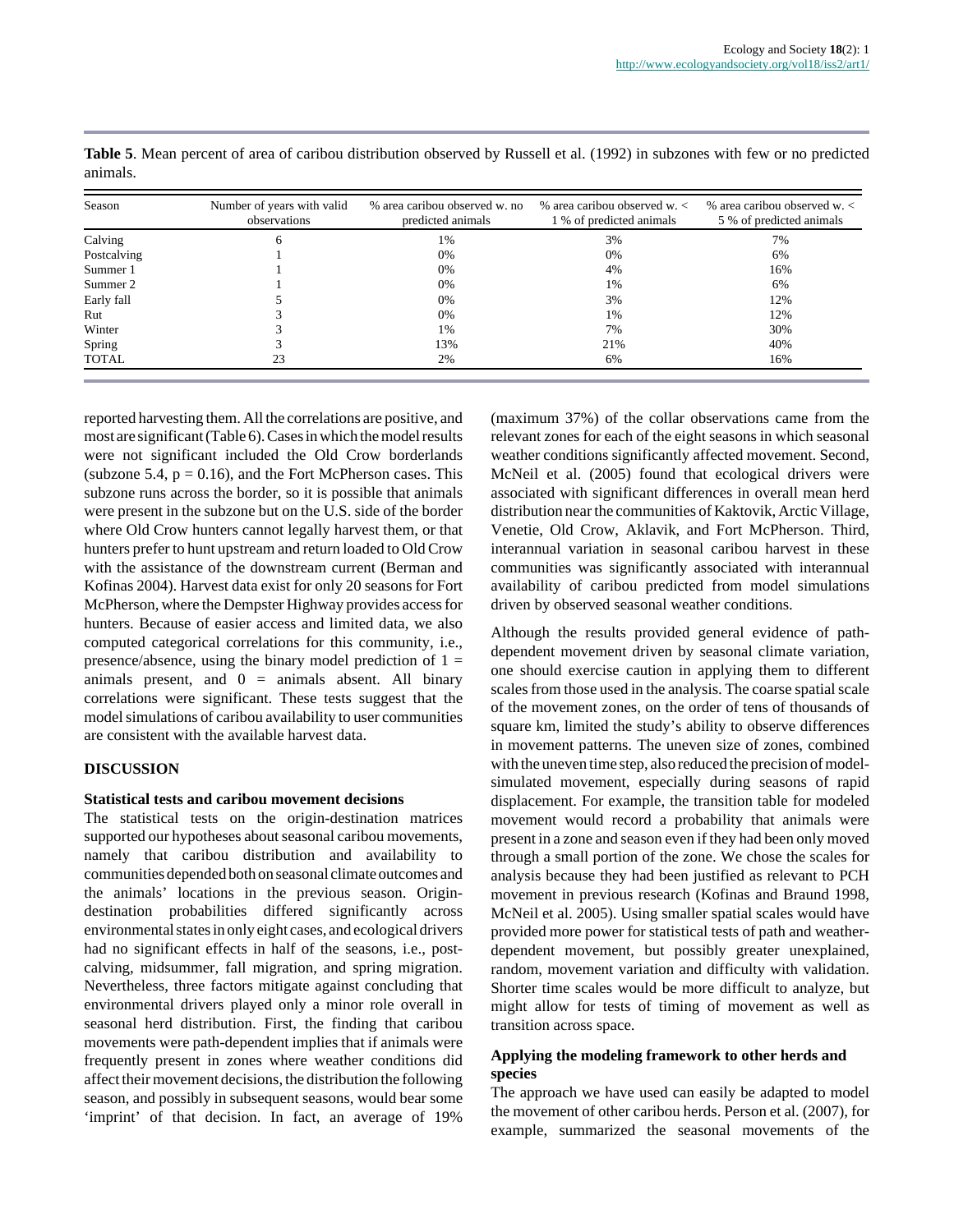**Table 5**. Mean percent of area of caribou distribution observed by Russell et al. (1992) in subzones with few or no predicted animals.

| Season | Number of years with valid observations | % area caribou observed w. no predicted animals | % area caribou observed w. < 1 % of predicted animals | % area caribou observed w. < 5 % of predicted animals |
|---|---|---|---|---|
| Calving | 6 | 1% | 3% | 7% |
| Postcalving | 1 | 0% | 0% | 6% |
| Summer 1 | 1 | 0% | 4% | 16% |
| Summer 2 | 1 | 0% | 1% | 6% |
| Early fall | 5 | 0% | 3% | 12% |
| Rut | 3 | 0% | 1% | 12% |
| Winter | 3 | 1% | 7% | 30% |
| Spring | 3 | 13% | 21% | 40% |
| TOTAL | 23 | 2% | 6% | 16% |

reported harvesting them. All the correlations are positive, and most are significant (Table 6). Cases in which the model results were not significant included the Old Crow borderlands (subzone 5.4, $p = 0.16$), and the Fort McPherson cases. This subzone runs across the border, so it is possible that animals were present in the subzone but on the U.S. side of the border where Old Crow hunters cannot legally harvest them, or that hunters prefer to hunt upstream and return loaded to Old Crow with the assistance of the downstream current (Berman and Kofinas 2004). Harvest data exist for only 20 seasons for Fort McPherson, where the Dempster Highway provides access for hunters. Because of easier access and limited data, we also computed categorical correlations for this community, i.e., presence/absence, using the binary model prediction of 1 = animals present, and 0 = animals absent. All binary correlations were significant. These tests suggest that the model simulations of caribou availability to user communities are consistent with the available harvest data.

## DISCUSSION

### Statistical tests and caribou movement decisions

The statistical tests on the origin-destination matrices supported our hypotheses about seasonal caribou movements, namely that caribou distribution and availability to communities depended both on seasonal climate outcomes and the animals' locations in the previous season. Origin-destination probabilities differed significantly across environmental states in only eight cases, and ecological drivers had no significant effects in half of the seasons, i.e., post-calving, midsummer, fall migration, and spring migration. Nevertheless, three factors mitigate against concluding that environmental drivers played only a minor role overall in seasonal herd distribution. First, the finding that caribou movements were path-dependent implies that if animals were frequently present in zones where weather conditions did affect their movement decisions, the distribution the following season, and possibly in subsequent seasons, would bear some 'imprint' of that decision. In fact, an average of 19% (maximum 37%) of the collar observations came from the relevant zones for each of the eight seasons in which seasonal weather conditions significantly affected movement. Second, McNeil et al. (2005) found that ecological drivers were associated with significant differences in overall mean herd distribution near the communities of Kaktovik, Arctic Village, Venetie, Old Crow, Aklavik, and Fort McPherson. Third, interannual variation in seasonal caribou harvest in these communities was significantly associated with interannual availability of caribou predicted from model simulations driven by observed seasonal weather conditions.

Although the results provided general evidence of path-dependent movement driven by seasonal climate variation, one should exercise caution in applying them to different scales from those used in the analysis. The coarse spatial scale of the movement zones, on the order of tens of thousands of square km, limited the study's ability to observe differences in movement patterns. The uneven size of zones, combined with the uneven time step, also reduced the precision of model-simulated movement, especially during seasons of rapid displacement. For example, the transition table for modeled movement would record a probability that animals were present in a zone and season even if they had been only moved through a small portion of the zone. We chose the scales for analysis because they had been justified as relevant to PCH movement in previous research (Kofinas and Braund 1998, McNeil et al. 2005). Using smaller spatial scales would have provided more power for statistical tests of path and weather-dependent movement, but possibly greater unexplained, random, movement variation and difficulty with validation. Shorter time scales would be more difficult to analyze, but might allow for tests of timing of movement as well as transition across space.

### Applying the modeling framework to other herds and species

The approach we have used can easily be adapted to model the movement of other caribou herds. Person et al. (2007), for example, summarized the seasonal movements of the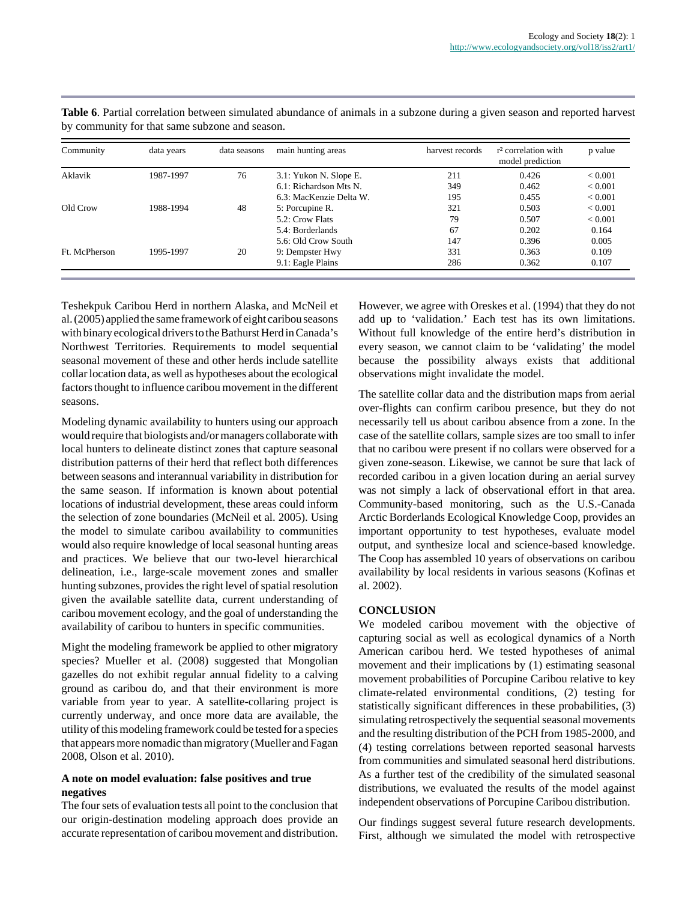**Table 6**. Partial correlation between simulated abundance of animals in a subzone during a given season and reported harvest by community for that same subzone and season.

| Community | data years | data seasons | main hunting areas | harvest records | $r^2$ correlation with model prediction | p value |
|---|---|---|---|---|---|---|
| Aklavik | 1987-1997 | 76 | 3.1: Yukon N. Slope E. | 211 | 0.426 | < 0.001 |
| | | | 6.1: Richardson Mts N. | 349 | 0.462 | < 0.001 |
| | | | 6.3: MacKenzie Delta W. | 195 | 0.455 | < 0.001 |
| Old Crow | 1988-1994 | 48 | 5: Porcupine R. | 321 | 0.503 | < 0.001 |
| | | | 5.2: Crow Flats | 79 | 0.507 | < 0.001 |
| | | | 5.4: Borderlands | 67 | 0.202 | 0.164 |
| | | | 5.6: Old Crow South | 147 | 0.396 | 0.005 |
| Ft. McPherson | 1995-1997 | 20 | 9: Dempster Hwy | 331 | 0.363 | 0.109 |
| | | | 9.1: Eagle Plains | 286 | 0.362 | 0.107 |

Teshekpuk Caribou Herd in northern Alaska, and McNeil et al. (2005) applied the same framework of eight caribou seasons with binary ecological drivers to the Bathurst Herd in Canada's Northwest Territories. Requirements to model sequential seasonal movement of these and other herds include satellite collar location data, as well as hypotheses about the ecological factors thought to influence caribou movement in the different seasons.

Modeling dynamic availability to hunters using our approach would require that biologists and/or managers collaborate with local hunters to delineate distinct zones that capture seasonal distribution patterns of their herd that reflect both differences between seasons and interannual variability in distribution for the same season. If information is known about potential locations of industrial development, these areas could inform the selection of zone boundaries (McNeil et al. 2005). Using the model to simulate caribou availability to communities would also require knowledge of local seasonal hunting areas and practices. We believe that our two-level hierarchical delineation, i.e., large-scale movement zones and smaller hunting subzones, provides the right level of spatial resolution given the available satellite data, current understanding of caribou movement ecology, and the goal of understanding the availability of caribou to hunters in specific communities.

Might the modeling framework be applied to other migratory species? Mueller et al. (2008) suggested that Mongolian gazelles do not exhibit regular annual fidelity to a calving ground as caribou do, and that their environment is more variable from year to year. A satellite-collaring project is currently underway, and once more data are available, the utility of this modeling framework could be tested for a species that appears more nomadic than migratory (Mueller and Fagan 2008, Olson et al. 2010).

### A note on model evaluation: false positives and true negatives

The four sets of evaluation tests all point to the conclusion that our origin-destination modeling approach does provide an accurate representation of caribou movement and distribution. However, we agree with Oreskes et al. (1994) that they do not add up to 'validation.' Each test has its own limitations. Without full knowledge of the entire herd's distribution in every season, we cannot claim to be 'validating' the model because the possibility always exists that additional observations might invalidate the model.

The satellite collar data and the distribution maps from aerial over-flights can confirm caribou presence, but they do not necessarily tell us about caribou absence from a zone. In the case of the satellite collars, sample sizes are too small to infer that no caribou were present if no collars were observed for a given zone-season. Likewise, we cannot be sure that lack of recorded caribou in a given location during an aerial survey was not simply a lack of observational effort in that area. Community-based monitoring, such as the U.S.-Canada Arctic Borderlands Ecological Knowledge Coop, provides an important opportunity to test hypotheses, evaluate model output, and synthesize local and science-based knowledge. The Coop has assembled 10 years of observations on caribou availability by local residents in various seasons (Kofinas et al. 2002).

## CONCLUSION

We modeled caribou movement with the objective of capturing social as well as ecological dynamics of a North American caribou herd. We tested hypotheses of animal movement and their implications by (1) estimating seasonal movement probabilities of Porcupine Caribou relative to key climate-related environmental conditions, (2) testing for statistically significant differences in these probabilities, (3) simulating retrospectively the sequential seasonal movements and the resulting distribution of the PCH from 1985-2000, and (4) testing correlations between reported seasonal harvests from communities and simulated seasonal herd distributions. As a further test of the credibility of the simulated seasonal distributions, we evaluated the results of the model against independent observations of Porcupine Caribou distribution.

Our findings suggest several future research developments. First, although we simulated the model with retrospective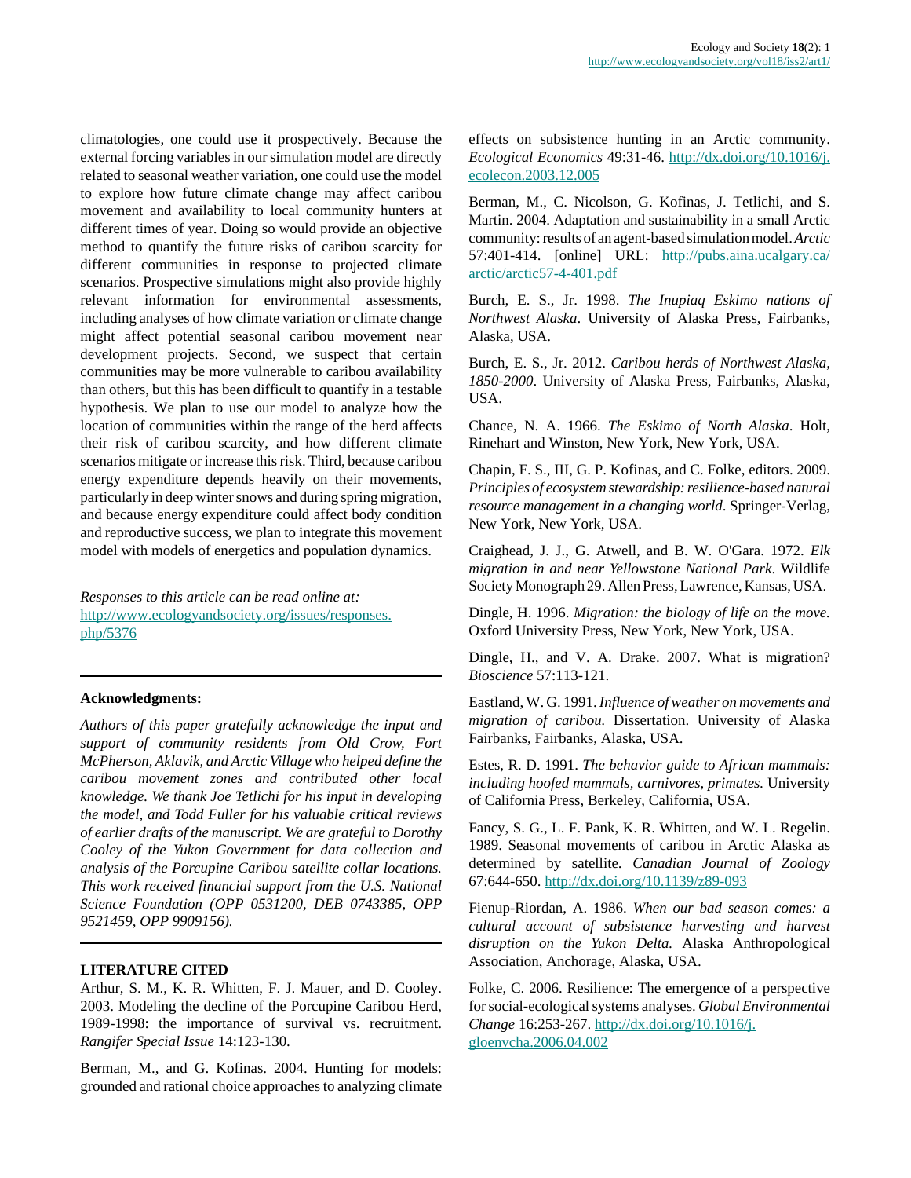climatologies, one could use it prospectively. Because the external forcing variables in our simulation model are directly related to seasonal weather variation, one could use the model to explore how future climate change may affect caribou movement and availability to local community hunters at different times of year. Doing so would provide an objective method to quantify the future risks of caribou scarcity for different communities in response to projected climate scenarios. Prospective simulations might also provide highly relevant information for environmental assessments, including analyses of how climate variation or climate change might affect potential seasonal caribou movement near development projects. Second, we suspect that certain communities may be more vulnerable to caribou availability than others, but this has been difficult to quantify in a testable hypothesis. We plan to use our model to analyze how the location of communities within the range of the herd affects their risk of caribou scarcity, and how different climate scenarios mitigate or increase this risk. Third, because caribou energy expenditure depends heavily on their movements, particularly in deep winter snows and during spring migration, and because energy expenditure could affect body condition and reproductive success, we plan to integrate this movement model with models of energetics and population dynamics.

*Responses to this article can be read online at:*
[http://www.ecologyandsociety.org/issues/responses.php/5376](http://www.ecologyandsociety.org/issues/responses.php/5376)

---

**Acknowledgments:**

*Authors of this paper gratefully acknowledge the input and support of community residents from Old Crow, Fort McPherson, Aklavik, and Arctic Village who helped define the caribou movement zones and contributed other local knowledge. We thank Joe Tetlichi for his input in developing the model, and Todd Fuller for his valuable critical reviews of earlier drafts of the manuscript. We are grateful to Dorothy Cooley of the Yukon Government for data collection and analysis of the Porcupine Caribou satellite collar locations. This work received financial support from the U.S. National Science Foundation (OPP 0531200, DEB 0743385, OPP 9521459, OPP 9909156).*

---

**LITERATURE CITED**

Arthur, S. M., K. R. Whitten, F. J. Mauer, and D. Cooley. 2003. Modeling the decline of the Porcupine Caribou Herd, 1989-1998: the importance of survival vs. recruitment. *Rangifer Special Issue* 14:123-130.

Berman, M., and G. Kofinas. 2004. Hunting for models: grounded and rational choice approaches to analyzing climate effects on subsistence hunting in an Arctic community. *Ecological Economics* 49:31-46. [http://dx.doi.org/10.1016/j.ecolecon.2003.12.005](http://dx.doi.org/10.1016/j.ecolecon.2003.12.005)

Berman, M., C. Nicolson, G. Kofinas, J. Tetlichi, and S. Martin. 2004. Adaptation and sustainability in a small Arctic community: results of an agent-based simulation model. *Arctic* 57:401-414. [online] URL: [http://pubs.aina.ucalgary.ca/arctic/arctic57-4-401.pdf](http://pubs.aina.ucalgary.ca/arctic/arctic57-4-401.pdf)

Burch, E. S., Jr. 1998. *The Inupiaq Eskimo nations of Northwest Alaska*. University of Alaska Press, Fairbanks, Alaska, USA.

Burch, E. S., Jr. 2012. *Caribou herds of Northwest Alaska, 1850-2000*. University of Alaska Press, Fairbanks, Alaska, USA.

Chance, N. A. 1966. *The Eskimo of North Alaska*. Holt, Rinehart and Winston, New York, New York, USA.

Chapin, F. S., III, G. P. Kofinas, and C. Folke, editors. 2009. *Principles of ecosystem stewardship: resilience-based natural resource management in a changing world*. Springer-Verlag, New York, New York, USA.

Craighead, J. J., G. Atwell, and B. W. O'Gara. 1972. *Elk migration in and near Yellowstone National Park*. Wildlife Society Monograph 29. Allen Press, Lawrence, Kansas, USA.

Dingle, H. 1996. *Migration: the biology of life on the move.* Oxford University Press, New York, New York, USA.

Dingle, H., and V. A. Drake. 2007. What is migration? *Bioscience* 57:113-121.

Eastland, W. G. 1991. *Influence of weather on movements and migration of caribou.* Dissertation. University of Alaska Fairbanks, Fairbanks, Alaska, USA.

Estes, R. D. 1991. *The behavior guide to African mammals: including hoofed mammals, carnivores, primates.* University of California Press, Berkeley, California, USA.

Fancy, S. G., L. F. Pank, K. R. Whitten, and W. L. Regelin. 1989. Seasonal movements of caribou in Arctic Alaska as determined by satellite. *Canadian Journal of Zoology* 67:644-650. [http://dx.doi.org/10.1139/z89-093](http://dx.doi.org/10.1139/z89-093)

Fienup-Riordan, A. 1986. *When our bad season comes: a cultural account of subsistence harvesting and harvest disruption on the Yukon Delta.* Alaska Anthropological Association, Anchorage, Alaska, USA.

Folke, C. 2006. Resilience: The emergence of a perspective for social-ecological systems analyses. *Global Environmental Change* 16:253-267. [http://dx.doi.org/10.1016/j.gloenvcha.2006.04.002](http://dx.doi.org/10.1016/j.gloenvcha.2006.04.002)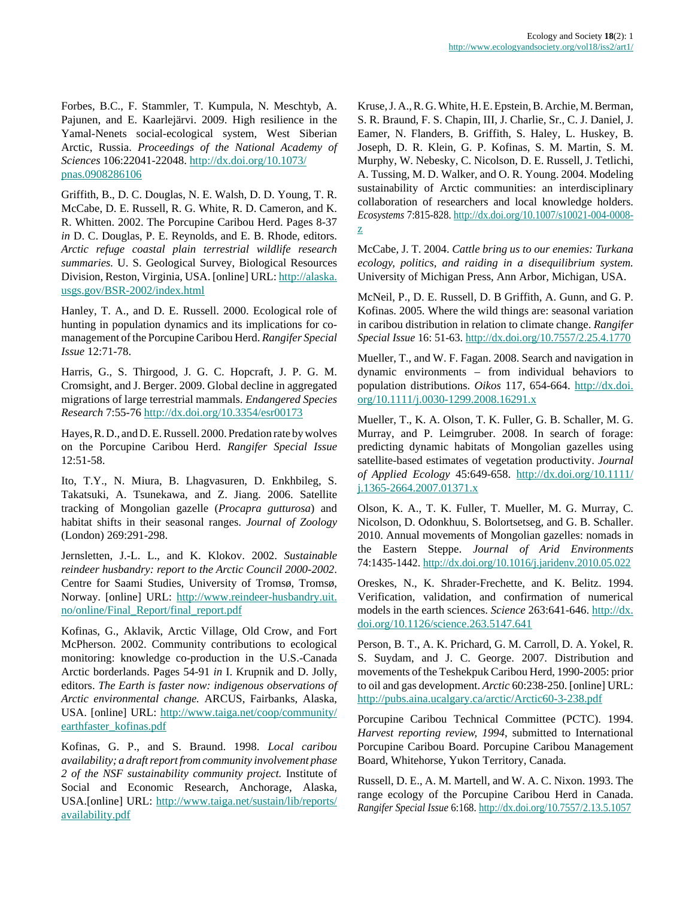Forbes, B.C., F. Stammler, T. Kumpula, N. Meschtyb, A. Pajunen, and E. Kaarlejärvi. 2009. High resilience in the Yamal-Nenets social-ecological system, West Siberian Arctic, Russia. *Proceedings of the National Academy of Sciences* 106:22041-22048. http://dx.doi.org/10.1073/pnas.0908286106

Griffith, B., D. C. Douglas, N. E. Walsh, D. D. Young, T. R. McCabe, D. E. Russell, R. G. White, R. D. Cameron, and K. R. Whitten. 2002. The Porcupine Caribou Herd. Pages 8-37 *in* D. C. Douglas, P. E. Reynolds, and E. B. Rhode, editors. *Arctic refuge coastal plain terrestrial wildlife research summaries.* U. S. Geological Survey, Biological Resources Division, Reston, Virginia, USA. [online] URL: http://alaska.usgs.gov/BSR-2002/index.html

Hanley, T. A., and D. E. Russell. 2000. Ecological role of hunting in population dynamics and its implications for co-management of the Porcupine Caribou Herd. *Rangifer Special Issue* 12:71-78.

Harris, G., S. Thirgood, J. G. C. Hopcraft, J. P. G. M. Cromsight, and J. Berger. 2009. Global decline in aggregated migrations of large terrestrial mammals. *Endangered Species Research* 7:55-76 http://dx.doi.org/10.3354/esr00173

Hayes, R. D., and D. E. Russell. 2000. Predation rate by wolves on the Porcupine Caribou Herd. *Rangifer Special Issue* 12:51-58.

Ito, T.Y., N. Miura, B. Lhagvasuren, D. Enkhbileg, S. Takatsuki, A. Tsunekawa, and Z. Jiang. 2006. Satellite tracking of Mongolian gazelle (*Procapra gutturosa*) and habitat shifts in their seasonal ranges. *Journal of Zoology* (London) 269:291-298.

Jernsletten, J.-L. L., and K. Klokov. 2002. *Sustainable reindeer husbandry: report to the Arctic Council 2000-2002*. Centre for Saami Studies, University of Tromsø, Tromsø, Norway. [online] URL: http://www.reindeer-husbandry.uit.no/online/Final_Report/final_report.pdf

Kofinas, G., Aklavik, Arctic Village, Old Crow, and Fort McPherson. 2002. Community contributions to ecological monitoring: knowledge co-production in the U.S.-Canada Arctic borderlands. Pages 54-91 *in* I. Krupnik and D. Jolly, editors. *The Earth is faster now: indigenous observations of Arctic environmental change.* ARCUS, Fairbanks, Alaska, USA. [online] URL: http://www.taiga.net/coop/community/earthfaster_kofinas.pdf

Kofinas, G. P., and S. Braund. 1998. *Local caribou availability; a draft report from community involvement phase 2 of the NSF sustainability community project.* Institute of Social and Economic Research, Anchorage, Alaska, USA.[online] URL: http://www.taiga.net/sustain/lib/reports/availability.pdf

Kruse, J. A., R. G. White, H. E. Epstein, B. Archie, M. Berman, S. R. Braund, F. S. Chapin, III, J. Charlie, Sr., C. J. Daniel, J. Eamer, N. Flanders, B. Griffith, S. Haley, L. Huskey, B. Joseph, D. R. Klein, G. P. Kofinas, S. M. Martin, S. M. Murphy, W. Nebesky, C. Nicolson, D. E. Russell, J. Tetlichi, A. Tussing, M. D. Walker, and O. R. Young. 2004. Modeling sustainability of Arctic communities: an interdisciplinary collaboration of researchers and local knowledge holders. *Ecosystems* 7:815-828. http://dx.doi.org/10.1007/s10021-004-0008-z

McCabe, J. T. 2004. *Cattle bring us to our enemies: Turkana ecology, politics, and raiding in a disequilibrium system.* University of Michigan Press, Ann Arbor, Michigan, USA.

McNeil, P., D. E. Russell, D. B Griffith, A. Gunn, and G. P. Kofinas. 2005. Where the wild things are: seasonal variation in caribou distribution in relation to climate change. *Rangifer Special Issue* 16: 51-63. http://dx.doi.org/10.7557/2.25.4.1770

Mueller, T., and W. F. Fagan. 2008. Search and navigation in dynamic environments – from individual behaviors to population distributions. *Oikos* 117, 654-664. http://dx.doi.org/10.1111/j.0030-1299.2008.16291.x

Mueller, T., K. A. Olson, T. K. Fuller, G. B. Schaller, M. G. Murray, and P. Leimgruber. 2008. In search of forage: predicting dynamic habitats of Mongolian gazelles using satellite-based estimates of vegetation productivity. *Journal of Applied Ecology* 45:649-658. http://dx.doi.org/10.1111/j.1365-2664.2007.01371.x

Olson, K. A., T. K. Fuller, T. Mueller, M. G. Murray, C. Nicolson, D. Odonkhuu, S. Bolortsetseg, and G. B. Schaller. 2010. Annual movements of Mongolian gazelles: nomads in the Eastern Steppe. *Journal of Arid Environments* 74:1435-1442. http://dx.doi.org/10.1016/j.jaridenv.2010.05.022

Oreskes, N., K. Shrader-Frechette, and K. Belitz. 1994. Verification, validation, and confirmation of numerical models in the earth sciences. *Science* 263:641-646. http://dx.doi.org/10.1126/science.263.5147.641

Person, B. T., A. K. Prichard, G. M. Carroll, D. A. Yokel, R. S. Suydam, and J. C. George. 2007. Distribution and movements of the Teshekpuk Caribou Herd, 1990-2005: prior to oil and gas development. *Arctic* 60:238-250. [online] URL: http://pubs.aina.ucalgary.ca/arctic/Arctic60-3-238.pdf

Porcupine Caribou Technical Committee (PCTC). 1994. *Harvest reporting review, 1994*, submitted to International Porcupine Caribou Board. Porcupine Caribou Management Board, Whitehorse, Yukon Territory, Canada.

Russell, D. E., A. M. Martell, and W. A. C. Nixon. 1993. The range ecology of the Porcupine Caribou Herd in Canada. *Rangifer Special Issue* 6:168. http://dx.doi.org/10.7557/2.13.5.1057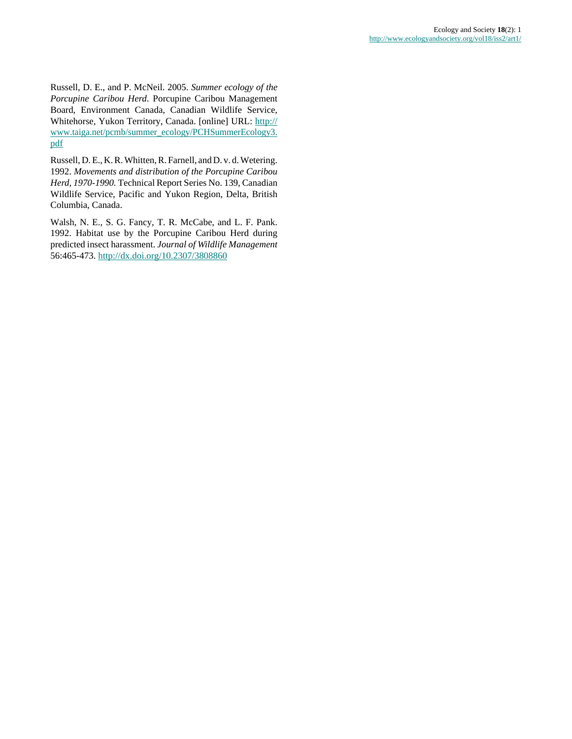Russell, D. E., and P. McNeil. 2005. *Summer ecology of the Porcupine Caribou Herd*. Porcupine Caribou Management Board, Environment Canada, Canadian Wildlife Service, Whitehorse, Yukon Territory, Canada. [online] URL: http://www.taiga.net/pcmb/summer_ecology/PCHSummerEcology3.pdf

Russell, D. E., K. R. Whitten, R. Farnell, and D. v. d. Wetering. 1992. *Movements and distribution of the Porcupine Caribou Herd, 1970-1990*. Technical Report Series No. 139, Canadian Wildlife Service, Pacific and Yukon Region, Delta, British Columbia, Canada.

Walsh, N. E., S. G. Fancy, T. R. McCabe, and L. F. Pank. 1992. Habitat use by the Porcupine Caribou Herd during predicted insect harassment. *Journal of Wildlife Management* 56:465-473. http://dx.doi.org/10.2307/3808860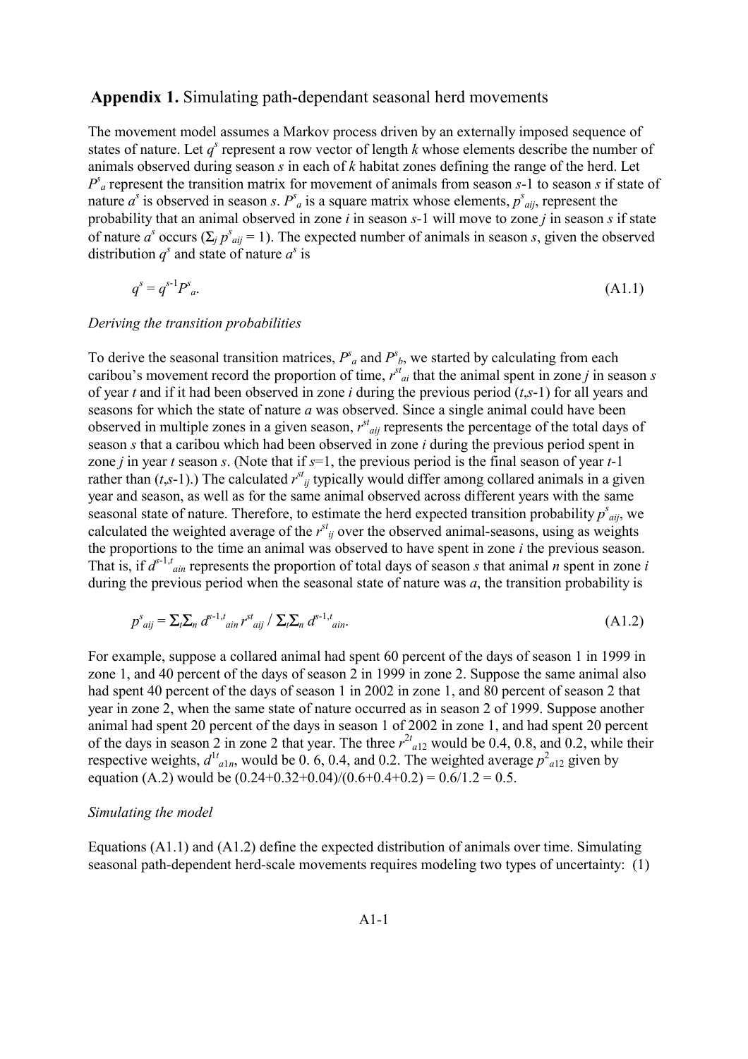## **Appendix 1.** Simulating path-dependant seasonal herd movements

The movement model assumes a Markov process driven by an externally imposed sequence of states of nature. Let $q^s$ represent a row vector of length $k$ whose elements describe the number of animals observed during season $s$ in each of $k$ habitat zones defining the range of the herd. Let $P^s_a$ represent the transition matrix for movement of animals from season $s$-1 to season $s$ if state of nature $a^s$ is observed in season $s$. $P^s_a$ is a square matrix whose elements, $p^s_{aij}$, represent the probability that an animal observed in zone $i$ in season $s$-1 will move to zone $j$ in season $s$ if state of nature $a^s$ occurs ($\Sigma_j\, p^s_{aij} = 1$). The expected number of animals in season $s$, given the observed distribution $q^s$ and state of nature $a^s$ is

$$q^s = q^{s-1} P^s_a. \tag{A1.1}$$

*Deriving the transition probabilities*

To derive the seasonal transition matrices, $P^s_a$ and $P^s_b$, we started by calculating from each caribou's movement record the proportion of time, $r^{st}_{ai}$ that the animal spent in zone $j$ in season $s$ of year $t$ and if it had been observed in zone $i$ during the previous period ($t$,$s$-1) for all years and seasons for which the state of nature $a$ was observed. Since a single animal could have been observed in multiple zones in a given season, $r^{st}_{aij}$ represents the percentage of the total days of season $s$ that a caribou which had been observed in zone $i$ during the previous period spent in zone $j$ in year $t$ season $s$. (Note that if $s$=1, the previous period is the final season of year $t$-1 rather than ($t$,$s$-1).) The calculated $r^{st}_{ij}$ typically would differ among collared animals in a given year and season, as well as for the same animal observed across different years with the same seasonal state of nature. Therefore, to estimate the herd expected transition probability $p^s_{aij}$, we calculated the weighted average of the $r^{st}_{ij}$ over the observed animal-seasons, using as weights the proportions to the time an animal was observed to have spent in zone $i$ the previous season. That is, if $d^{s-1,t}_{ain}$ represents the proportion of total days of season $s$ that animal $n$ spent in zone $i$ during the previous period when the seasonal state of nature was $a$, the transition probability is

$$p^s_{aij} = \Sigma_t \Sigma_n\, d^{s-1,t}_{ain}\, r^{st}_{aij} \,/\, \Sigma_t \Sigma_n\, d^{s-1,t}_{ain}. \tag{A1.2}$$

For example, suppose a collared animal had spent 60 percent of the days of season 1 in 1999 in zone 1, and 40 percent of the days of season 2 in 1999 in zone 2. Suppose the same animal also had spent 40 percent of the days of season 1 in 2002 in zone 1, and 80 percent of season 2 that year in zone 2, when the same state of nature occurred as in season 2 of 1999. Suppose another animal had spent 20 percent of the days in season 1 of 2002 in zone 1, and had spent 20 percent of the days in season 2 in zone 2 that year. The three $r^{2t}_{a12}$ would be 0.4, 0.8, and 0.2, while their respective weights, $d^{1t}_{a1n}$, would be 0. 6, 0.4, and 0.2. The weighted average $p^2_{a12}$ given by equation (A.2) would be (0.24+0.32+0.04)/(0.6+0.4+0.2) = 0.6/1.2 = 0.5.

*Simulating the model*

Equations (A1.1) and (A1.2) define the expected distribution of animals over time. Simulating seasonal path-dependent herd-scale movements requires modeling two types of uncertainty: (1)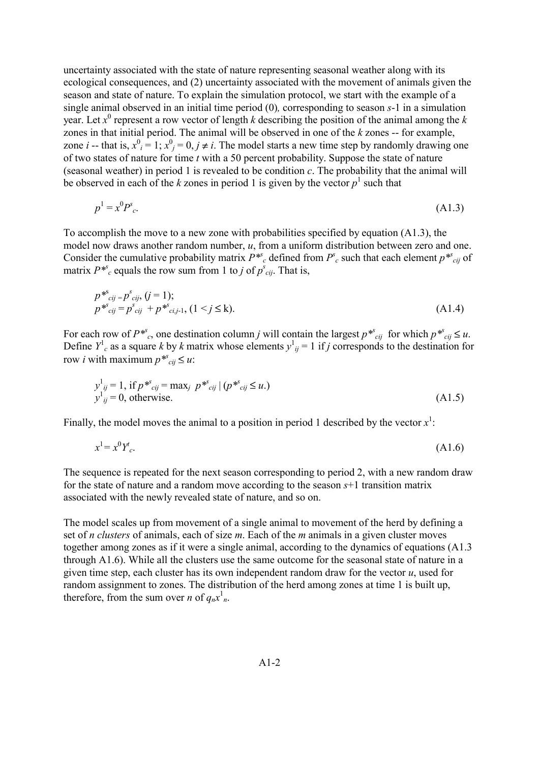uncertainty associated with the state of nature representing seasonal weather along with its ecological consequences, and (2) uncertainty associated with the movement of animals given the season and state of nature. To explain the simulation protocol, we start with the example of a single animal observed in an initial time period (0)*,* corresponding to season $s$-1 in a simulation year. Let $x^0$ represent a row vector of length $k$ describing the position of the animal among the $k$ zones in that initial period. The animal will be observed in one of the $k$ zones -- for example, zone $i$ -- that is, $x^0_i = 1$; $x^0_j = 0, j \neq i$. The model starts a new time step by randomly drawing one of two states of nature for time $t$ with a 50 percent probability. Suppose the state of nature (seasonal weather) in period 1 is revealed to be condition $c$. The probability that the animal will be observed in each of the $k$ zones in period 1 is given by the vector $p^1$ such that

$$p^1 = x^0 P^s_c. \tag{A1.3}$$

To accomplish the move to a new zone with probabilities specified by equation (A1.3), the model now draws another random number, $u$, from a uniform distribution between zero and one. Consider the cumulative probability matrix $P{*}^s_c$ defined from $P^s_c$ such that each element $p{*}^s_{cij}$ of matrix $P{*}^s_c$ equals the row sum from 1 to $j$ of $p^s_{cij}$. That is,

$$\begin{aligned} p{*}^s_{cij} &= p^s_{cij}, \; (j = 1); \\ p{*}^s_{cij} &= p^s_{cij} + p{*}^s_{ci,j\text{-}1}, \; (1 < j \leq \text{k}). \end{aligned} \tag{A1.4}$$

For each row of $P{*}^s_c$, one destination column $j$ will contain the largest $p{*}^s_{cij}$ for which $p{*}^s_{cij} \leq u$. Define $Y^1_c$ as a square $k$ by $k$ matrix whose elements $y^1_{ij} = 1$ if $j$ corresponds to the destination for row $i$ with maximum $p{*}^s_{cij} \leq u$:

$$\begin{aligned} y^1_{ij} &= 1, \text{ if } p{*}^s_{cij} = \max_j \; p{*}^s_{cij} \mid (p{*}^s_{cij} \leq u.) \\ y^1_{ij} &= 0, \text{ otherwise.} \end{aligned} \tag{A1.5}$$

Finally, the model moves the animal to a position in period 1 described by the vector $x^1$:

$$x^1 = x^0 Y^t_c. \tag{A1.6}$$

The sequence is repeated for the next season corresponding to period 2, with a new random draw for the state of nature and a random move according to the season $s$+1 transition matrix associated with the newly revealed state of nature, and so on.

The model scales up from movement of a single animal to movement of the herd by defining a set of $n$ *clusters* of animals, each of size $m$. Each of the $m$ animals in a given cluster moves together among zones as if it were a single animal, according to the dynamics of equations (A1.3 through A1.6). While all the clusters use the same outcome for the seasonal state of nature in a given time step, each cluster has its own independent random draw for the vector $u$, used for random assignment to zones. The distribution of the herd among zones at time 1 is built up, therefore, from the sum over $n$ of $q_n x^1_n$.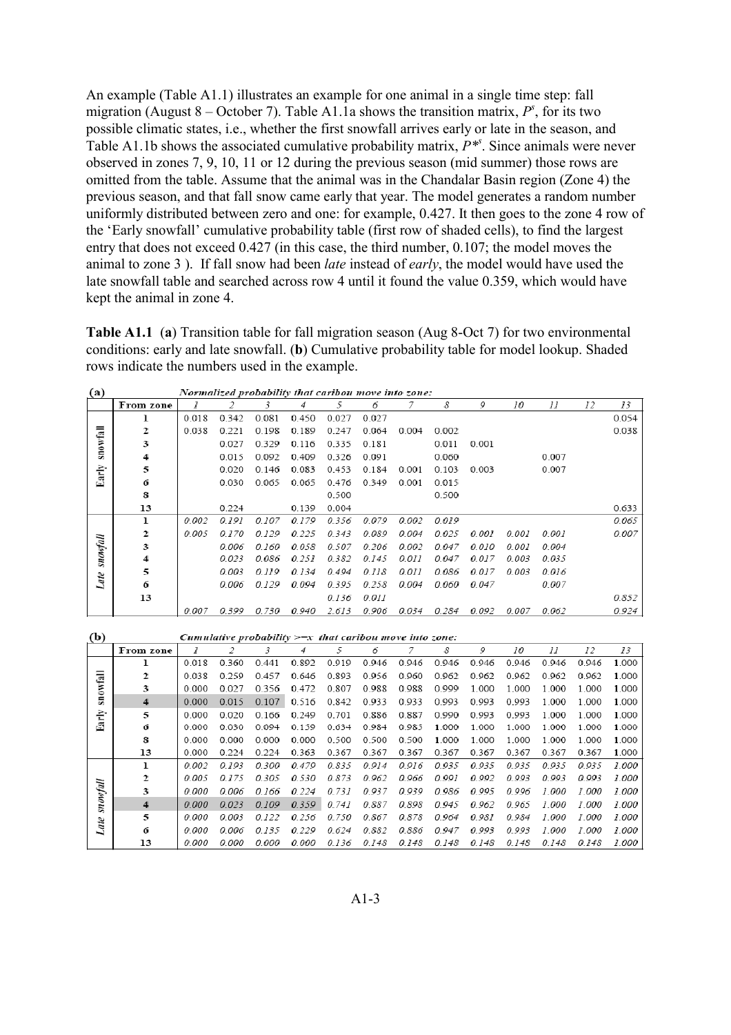An example (Table A1.1) illustrates an example for one animal in a single time step: fall migration (August 8 – October 7). Table A1.1a shows the transition matrix, $P^s$, for its two possible climatic states, i.e., whether the first snowfall arrives early or late in the season, and Table A1.1b shows the associated cumulative probability matrix, $P^{*s}$. Since animals were never observed in zones 7, 9, 10, 11 or 12 during the previous season (mid summer) those rows are omitted from the table. Assume that the animal was in the Chandalar Basin region (Zone 4) the previous season, and that fall snow came early that year. The model generates a random number uniformly distributed between zero and one: for example, 0.427. It then goes to the zone 4 row of the 'Early snowfall' cumulative probability table (first row of shaded cells), to find the largest entry that does not exceed 0.427 (in this case, the third number, 0.107; the model moves the animal to zone 3 ). If fall snow had been *late* instead of *early*, the model would have used the late snowfall table and searched across row 4 until it found the value 0.359, which would have kept the animal in zone 4.

**Table A1.1** (**a**) Transition table for fall migration season (Aug 8-Oct 7) for two environmental conditions: early and late snowfall. (**b**) Cumulative probability table for model lookup. Shaded rows indicate the numbers used in the example.

**(a)** *Normalized probability that caribou move into zone:*

| | From zone | 1 | 2 | 3 | 4 | 5 | 6 | 7 | 8 | 9 | 10 | 11 | 12 | 13 |
|---|---|---|---|---|---|---|---|---|---|---|---|---|---|---|
| Early snowfall | 1 | 0.018 | 0.342 | 0.081 | 0.450 | 0.027 | 0.027 | | | | | | | 0.054 |
| | 2 | 0.038 | 0.221 | 0.198 | 0.189 | 0.247 | 0.064 | 0.004 | 0.002 | | | | | 0.038 |
| | 3 | | 0.027 | 0.329 | 0.116 | 0.335 | 0.181 | | 0.011 | 0.001 | | | | |
| | 4 | | 0.015 | 0.092 | 0.409 | 0.326 | 0.091 | | 0.060 | | | 0.007 | | |
| | 5 | | 0.020 | 0.146 | 0.083 | 0.453 | 0.184 | 0.001 | 0.103 | 0.003 | | 0.007 | | |
| | 6 | | 0.030 | 0.065 | 0.065 | 0.476 | 0.349 | 0.001 | 0.015 | | | | | |
| | 8 | | | | | 0.500 | | | 0.500 | | | | | |
| | 13 | | 0.224 | | 0.139 | 0.004 | | | | | | | | 0.633 |
| *Late snowfall* | 1 | 0.002 | 0.191 | 0.107 | 0.179 | 0.356 | 0.079 | 0.002 | 0.019 | | | | | 0.065 |
| | 2 | 0.005 | 0.170 | 0.129 | 0.225 | 0.343 | 0.089 | 0.004 | 0.025 | 0.001 | 0.001 | 0.001 | | 0.007 |
| | 3 | | 0.006 | 0.160 | 0.058 | 0.507 | 0.206 | 0.002 | 0.047 | 0.010 | 0.001 | 0.004 | | |
| | 4 | | 0.023 | 0.086 | 0.251 | 0.382 | 0.145 | 0.011 | 0.047 | 0.017 | 0.003 | 0.035 | | |
| | 5 | | 0.003 | 0.119 | 0.134 | 0.494 | 0.118 | 0.011 | 0.086 | 0.017 | 0.003 | 0.016 | | |
| | 6 | | 0.006 | 0.129 | 0.094 | 0.395 | 0.258 | 0.004 | 0.060 | 0.047 | | 0.007 | | |
| | 13 | | | | | 0.136 | 0.011 | | | | | | | 0.852 |
| | | 0.007 | 0.399 | 0.730 | 0.940 | 2.613 | 0.906 | 0.034 | 0.284 | 0.092 | 0.007 | 0.062 | | 0.924 |

**(b)** *Cumulative probability >=x that caribou move into zone:*

| | From zone | 1 | 2 | 3 | 4 | 5 | 6 | 7 | 8 | 9 | 10 | 11 | 12 | 13 |
|---|---|---|---|---|---|---|---|---|---|---|---|---|---|---|
| Early snowfall | 1 | 0.018 | 0.360 | 0.441 | 0.892 | 0.919 | 0.946 | 0.946 | 0.946 | 0.946 | 0.946 | 0.946 | 0.946 | 1.000 |
| | 2 | 0.038 | 0.259 | 0.457 | 0.646 | 0.893 | 0.956 | 0.960 | 0.962 | 0.962 | 0.962 | 0.962 | 0.962 | 1.000 |
| | 3 | 0.000 | 0.027 | 0.356 | 0.472 | 0.807 | 0.988 | 0.988 | 0.999 | 1.000 | 1.000 | 1.000 | 1.000 | 1.000 |
| | 4 | 0.000 | 0.015 | 0.107 | 0.516 | 0.842 | 0.933 | 0.933 | 0.993 | 0.993 | 0.993 | 1.000 | 1.000 | 1.000 |
| | 5 | 0.000 | 0.020 | 0.166 | 0.249 | 0.701 | 0.886 | 0.887 | 0.990 | 0.993 | 0.993 | 1.000 | 1.000 | 1.000 |
| | 6 | 0.000 | 0.030 | 0.094 | 0.159 | 0.634 | 0.984 | 0.985 | 1.000 | 1.000 | 1.000 | 1.000 | 1.000 | 1.000 |
| | 8 | 0.000 | 0.000 | 0.000 | 0.000 | 0.500 | 0.500 | 0.500 | 1.000 | 1.000 | 1.000 | 1.000 | 1.000 | 1.000 |
| | 13 | 0.000 | 0.224 | 0.224 | 0.363 | 0.367 | 0.367 | 0.367 | 0.367 | 0.367 | 0.367 | 0.367 | 0.367 | 1.000 |
| *Late snowfall* | 1 | 0.002 | 0.193 | 0.300 | 0.479 | 0.835 | 0.914 | 0.916 | 0.935 | 0.935 | 0.935 | 0.935 | 0.935 | 1.000 |
| | 2 | 0.005 | 0.175 | 0.305 | 0.530 | 0.873 | 0.962 | 0.966 | 0.991 | 0.992 | 0.993 | 0.993 | 0.993 | 1.000 |
| | 3 | 0.000 | 0.006 | 0.166 | 0.224 | 0.731 | 0.937 | 0.939 | 0.986 | 0.995 | 0.996 | 1.000 | 1.000 | 1.000 |
| | 4 | 0.000 | 0.023 | 0.109 | 0.359 | 0.741 | 0.887 | 0.898 | 0.945 | 0.962 | 0.965 | 1.000 | 1.000 | 1.000 |
| | 5 | 0.000 | 0.003 | 0.122 | 0.256 | 0.750 | 0.867 | 0.878 | 0.964 | 0.981 | 0.984 | 1.000 | 1.000 | 1.000 |
| | 6 | 0.000 | 0.006 | 0.135 | 0.229 | 0.624 | 0.882 | 0.886 | 0.947 | 0.993 | 0.993 | 1.000 | 1.000 | 1.000 |
| | 13 | 0.000 | 0.000 | 0.000 | 0.000 | 0.136 | 0.148 | 0.148 | 0.148 | 0.148 | 0.148 | 0.148 | 0.148 | 1.000 |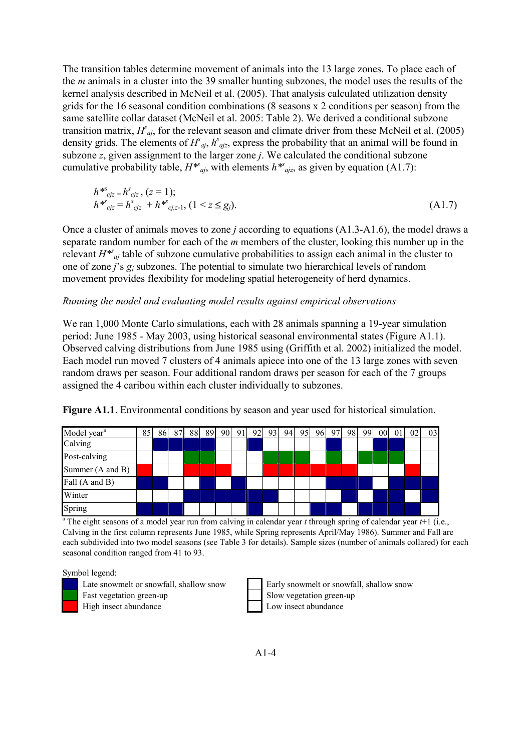The transition tables determine movement of animals into the 13 large zones. To place each of the *m* animals in a cluster into the 39 smaller hunting subzones, the model uses the results of the kernel analysis described in McNeil et al. (2005). That analysis calculated utilization density grids for the 16 seasonal condition combinations (8 seasons x 2 conditions per season) from the same satellite collar dataset (McNeil et al. 2005: Table 2). We derived a conditional subzone transition matrix, $H^s_{aj}$, for the relevant season and climate driver from these McNeil et al. (2005) density grids. The elements of $H^s_{aj}$, $h^s_{ajz}$, express the probability that an animal will be found in subzone *z*, given assignment to the larger zone *j*. We calculated the conditional subzone cumulative probability table, $H^{*s}_{aj}$, with elements $h^{*s}_{ajz}$, as given by equation (A1.7):

$$
\begin{aligned}
h^{*s}_{cjz} &= h^s_{cjz}, \ (z = 1); \\
h^{*s}_{cjz} &= h^s_{cjz} + h^{*s}_{cj,z-1}, \ (1 < z \le g_j).
\end{aligned}
\tag{A1.7}
$$

Once a cluster of animals moves to zone *j* according to equations (A1.3-A1.6), the model draws a separate random number for each of the *m* members of the cluster, looking this number up in the relevant $H^{*s}_{aj}$ table of subzone cumulative probabilities to assign each animal in the cluster to one of zone *j*'s $g_j$ subzones. The potential to simulate two hierarchical levels of random movement provides flexibility for modeling spatial heterogeneity of herd dynamics.

*Running the model and evaluating model results against empirical observations*

We ran 1,000 Monte Carlo simulations, each with 28 animals spanning a 19-year simulation period: June 1985 - May 2003, using historical seasonal environmental states (Figure A1.1). Observed calving distributions from June 1985 using (Griffith et al. 2002) initialized the model. Each model run moved 7 clusters of 4 animals apiece into one of the 13 large zones with seven random draws per season. Four additional random draws per season for each of the 7 groups assigned the 4 caribou within each cluster individually to subzones.

**Figure A1.1**. Environmental conditions by season and year used for historical simulation.

| Model year[a] | 85 | 86 | 87 | 88 | 89 | 90 | 91 | 92 | 93 | 94 | 95 | 96 | 97 | 98 | 99 | 00 | 01 | 02 | 03 |
|---|---|---|---|---|---|---|---|---|---|---|---|---|---|---|---|---|---|---|---|
| Calving | | Blue | Blue | Blue | Blue | | | Blue | | | | | Blue | | | Blue | Blue | | |
| Post-calving | | | | Green | Green | | | | Green | Green | Green | | Green | | Green | Green | Green | | |
| Summer (A and B) | Red | | | Red | Red | Red | | | Red | Red | Red | Red | Red | Red | | | | Red | |
| Fall (A and B) | Blue | Blue | | | Blue | | Blue | | | | | | Blue | Blue | Blue | | Blue | Blue | Blue |
| Winter | | | | Blue | Blue | Blue | Blue | Blue | Blue | | | | | Blue | | Blue | Blue | | Blue |
| Spring | Blue | Blue | Blue | | | | | Blue | | | | Blue | Blue | | Blue | Blue | Blue | Blue | |

[a] The eight seasons of a model year run from calving in calendar year *t* through spring of calendar year *t*+1 (i.e., Calving in the first column represents June 1985, while Spring represents April/May 1986). Summer and Fall are each subdivided into two model seasons (see Table 3 for details). Sample sizes (number of animals collared) for each seasonal condition ranged from 41 to 93.

Symbol legend:

- Blue: Late snowmelt or snowfall, shallow snow — White (blank): Early snowmelt or snowfall, shallow snow
- Green: Fast vegetation green-up — White (blank): Slow vegetation green-up
- Red: High insect abundance — White (blank): Low insect abundance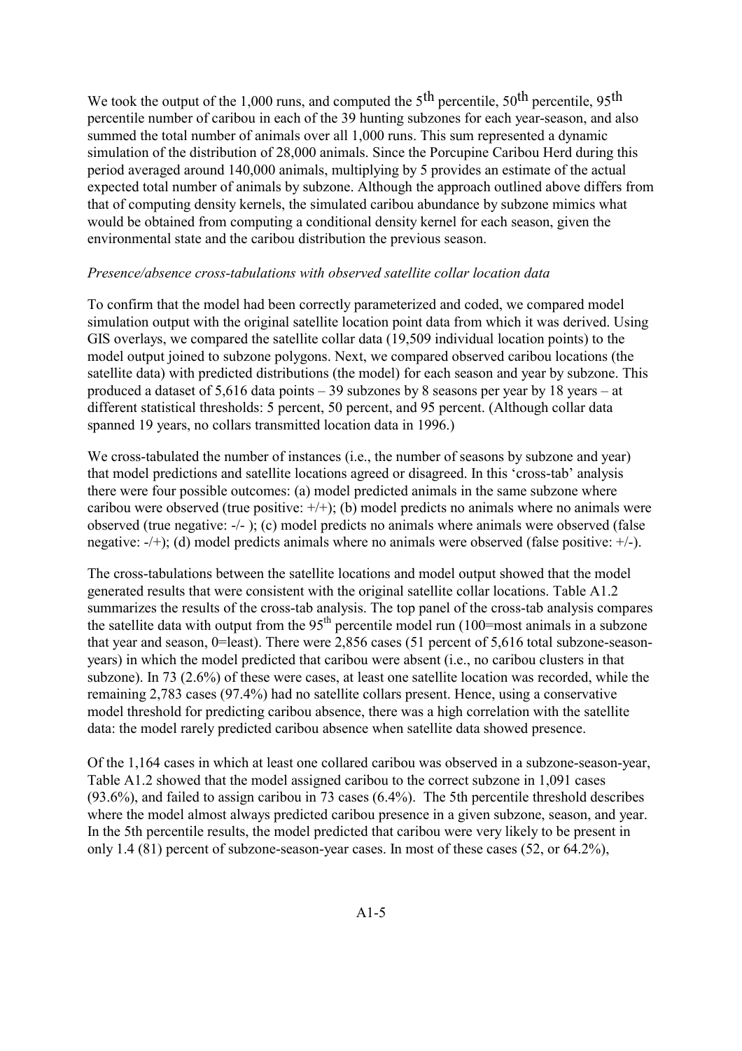We took the output of the 1,000 runs, and computed the 5th percentile, 50th percentile, 95th percentile number of caribou in each of the 39 hunting subzones for each year-season, and also summed the total number of animals over all 1,000 runs. This sum represented a dynamic simulation of the distribution of 28,000 animals. Since the Porcupine Caribou Herd during this period averaged around 140,000 animals, multiplying by 5 provides an estimate of the actual expected total number of animals by subzone. Although the approach outlined above differs from that of computing density kernels, the simulated caribou abundance by subzone mimics what would be obtained from computing a conditional density kernel for each season, given the environmental state and the caribou distribution the previous season.

*Presence/absence cross-tabulations with observed satellite collar location data*

To confirm that the model had been correctly parameterized and coded, we compared model simulation output with the original satellite location point data from which it was derived. Using GIS overlays, we compared the satellite collar data (19,509 individual location points) to the model output joined to subzone polygons. Next, we compared observed caribou locations (the satellite data) with predicted distributions (the model) for each season and year by subzone. This produced a dataset of 5,616 data points – 39 subzones by 8 seasons per year by 18 years – at different statistical thresholds: 5 percent, 50 percent, and 95 percent. (Although collar data spanned 19 years, no collars transmitted location data in 1996.)

We cross-tabulated the number of instances (i.e., the number of seasons by subzone and year) that model predictions and satellite locations agreed or disagreed. In this 'cross-tab' analysis there were four possible outcomes: (a) model predicted animals in the same subzone where caribou were observed (true positive: +/+); (b) model predicts no animals where no animals were observed (true negative: -/- ); (c) model predicts no animals where animals were observed (false negative: -/+); (d) model predicts animals where no animals were observed (false positive: +/-).

The cross-tabulations between the satellite locations and model output showed that the model generated results that were consistent with the original satellite collar locations. Table A1.2 summarizes the results of the cross-tab analysis. The top panel of the cross-tab analysis compares the satellite data with output from the 95th percentile model run (100=most animals in a subzone that year and season, 0=least). There were 2,856 cases (51 percent of 5,616 total subzone-season-years) in which the model predicted that caribou were absent (i.e., no caribou clusters in that subzone). In 73 (2.6%) of these were cases, at least one satellite location was recorded, while the remaining 2,783 cases (97.4%) had no satellite collars present. Hence, using a conservative model threshold for predicting caribou absence, there was a high correlation with the satellite data: the model rarely predicted caribou absence when satellite data showed presence.

Of the 1,164 cases in which at least one collared caribou was observed in a subzone-season-year, Table A1.2 showed that the model assigned caribou to the correct subzone in 1,091 cases (93.6%), and failed to assign caribou in 73 cases (6.4%). The 5th percentile threshold describes where the model almost always predicted caribou presence in a given subzone, season, and year. In the 5th percentile results, the model predicted that caribou were very likely to be present in only 1.4 (81) percent of subzone-season-year cases. In most of these cases (52, or 64.2%),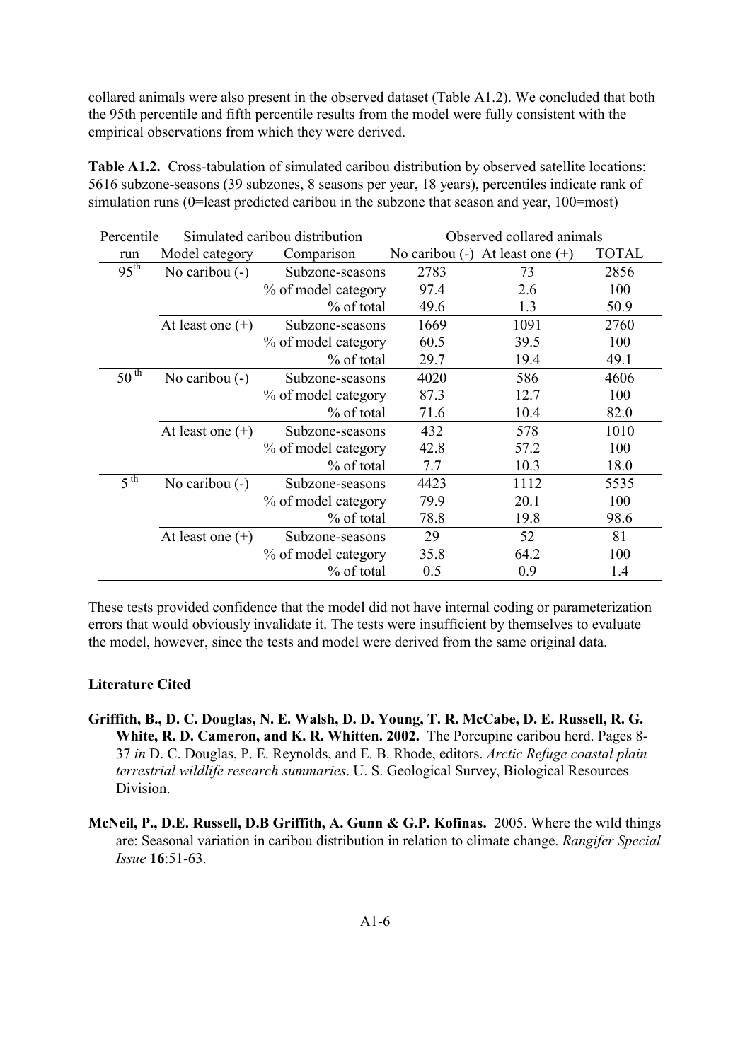collared animals were also present in the observed dataset (Table A1.2). We concluded that both the 95th percentile and fifth percentile results from the model were fully consistent with the empirical observations from which they were derived.

**Table A1.2.** Cross-tabulation of simulated caribou distribution by observed satellite locations: 5616 subzone-seasons (39 subzones, 8 seasons per year, 18 years), percentiles indicate rank of simulation runs (0=least predicted caribou in the subzone that season and year, 100=most)

| Percentile | Simulated caribou distribution | | Observed collared animals | | |
|---|---|---|---|---|---|
| run | Model category | Comparison | No caribou (-) | At least one (+) | TOTAL |
| 95th | No caribou (-) | Subzone-seasons | 2783 | 73 | 2856 |
| | | % of model category | 97.4 | 2.6 | 100 |
| | | % of total | 49.6 | 1.3 | 50.9 |
| | At least one (+) | Subzone-seasons | 1669 | 1091 | 2760 |
| | | % of model category | 60.5 | 39.5 | 100 |
| | | % of total | 29.7 | 19.4 | 49.1 |
| 50 th | No caribou (-) | Subzone-seasons | 4020 | 586 | 4606 |
| | | % of model category | 87.3 | 12.7 | 100 |
| | | % of total | 71.6 | 10.4 | 82.0 |
| | At least one (+) | Subzone-seasons | 432 | 578 | 1010 |
| | | % of model category | 42.8 | 57.2 | 100 |
| | | % of total | 7.7 | 10.3 | 18.0 |
| 5 th | No caribou (-) | Subzone-seasons | 4423 | 1112 | 5535 |
| | | % of model category | 79.9 | 20.1 | 100 |
| | | % of total | 78.8 | 19.8 | 98.6 |
| | At least one (+) | Subzone-seasons | 29 | 52 | 81 |
| | | % of model category | 35.8 | 64.2 | 100 |
| | | % of total | 0.5 | 0.9 | 1.4 |

These tests provided confidence that the model did not have internal coding or parameterization errors that would obviously invalidate it. The tests were insufficient by themselves to evaluate the model, however, since the tests and model were derived from the same original data.

## Literature Cited

**Griffith, B., D. C. Douglas, N. E. Walsh, D. D. Young, T. R. McCabe, D. E. Russell, R. G. White, R. D. Cameron, and K. R. Whitten. 2002.** The Porcupine caribou herd. Pages 8-37 *in* D. C. Douglas, P. E. Reynolds, and E. B. Rhode, editors. *Arctic Refuge coastal plain terrestrial wildlife research summaries*. U. S. Geological Survey, Biological Resources Division.

**McNeil, P., D.E. Russell, D.B Griffith, A. Gunn & G.P. Kofinas.** 2005. Where the wild things are: Seasonal variation in caribou distribution in relation to climate change. *Rangifer Special Issue* **16**:51-63.